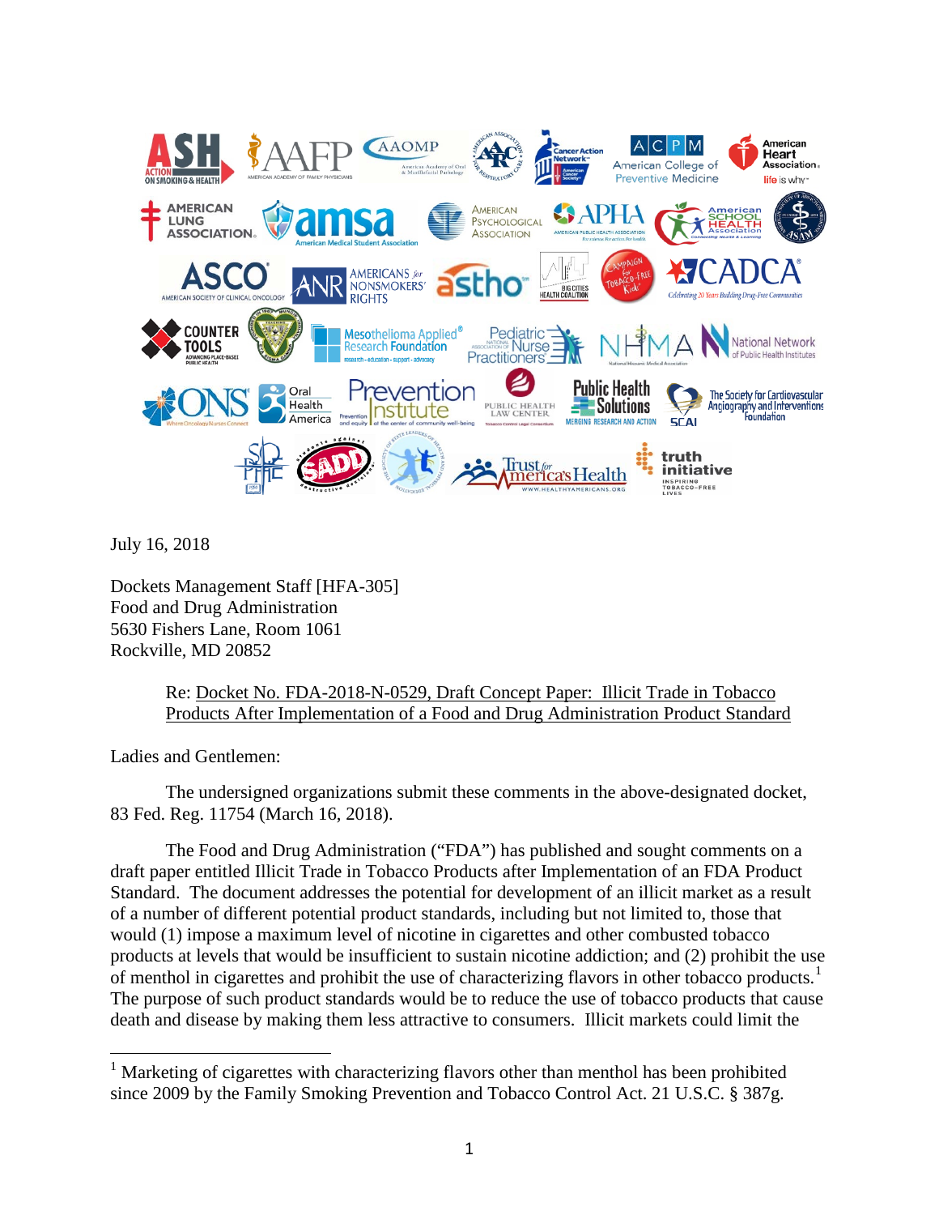July 16, 2018

Dockets Management Staff [HFA-305]
Food and Drug Administration
5630 Fishers Lane, Room 1061
Rockville, MD 20852

Re: Docket No. FDA-2018-N-0529, Draft Concept Paper: Illicit Trade in Tobacco Products After Implementation of a Food and Drug Administration Product Standard

Ladies and Gentlemen:

The undersigned organizations submit these comments in the above-designated docket, 83 Fed. Reg. 11754 (March 16, 2018).

The Food and Drug Administration ("FDA") has published and sought comments on a draft paper entitled Illicit Trade in Tobacco Products after Implementation of an FDA Product Standard. The document addresses the potential for development of an illicit market as a result of a number of different potential product standards, including but not limited to, those that would (1) impose a maximum level of nicotine in cigarettes and other combusted tobacco products at levels that would be insufficient to sustain nicotine addiction; and (2) prohibit the use of menthol in cigarettes and prohibit the use of characterizing flavors in other tobacco products.[1] The purpose of such product standards would be to reduce the use of tobacco products that cause death and disease by making them less attractive to consumers. Illicit markets could limit the

[1] Marketing of cigarettes with characterizing flavors other than menthol has been prohibited since 2009 by the Family Smoking Prevention and Tobacco Control Act. 21 U.S.C. § 387g.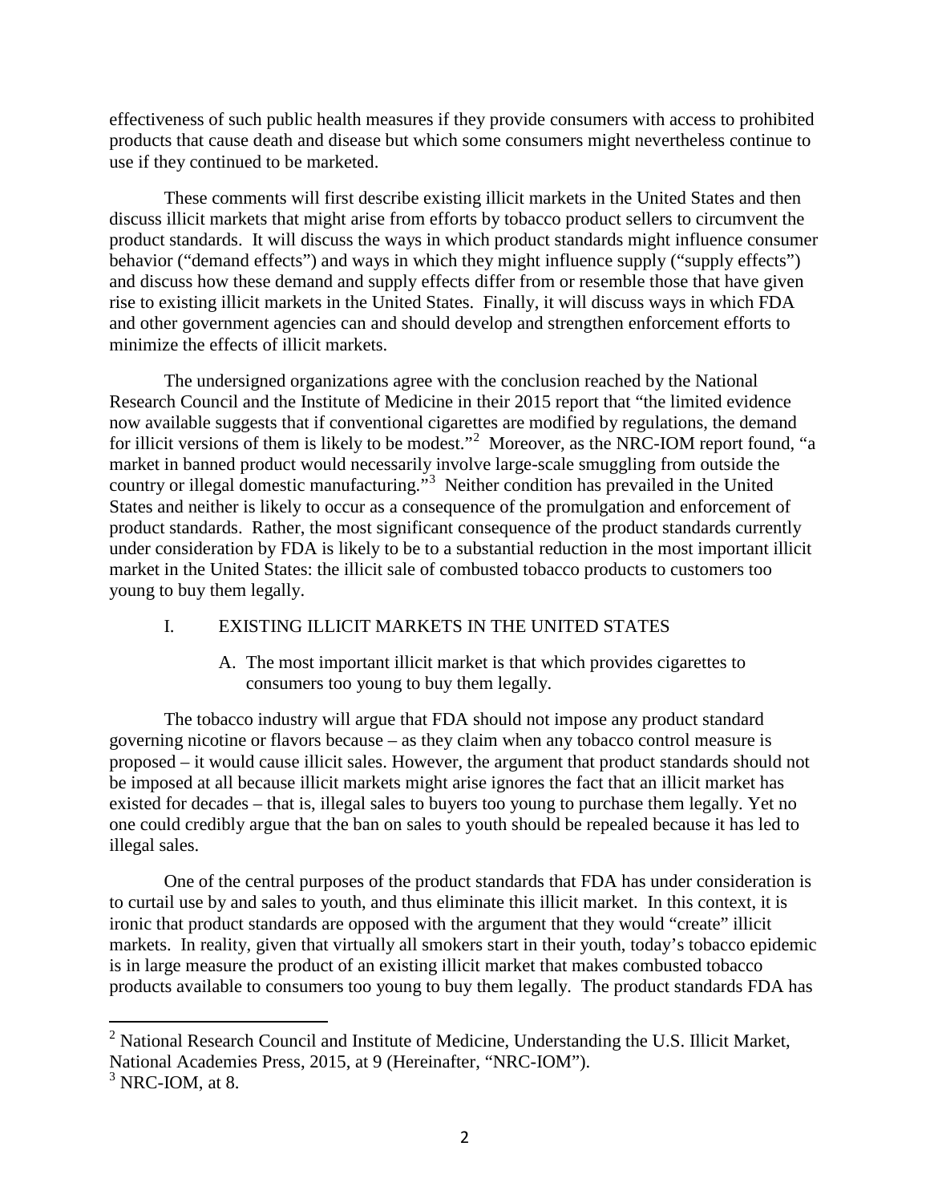effectiveness of such public health measures if they provide consumers with access to prohibited products that cause death and disease but which some consumers might nevertheless continue to use if they continued to be marketed.

These comments will first describe existing illicit markets in the United States and then discuss illicit markets that might arise from efforts by tobacco product sellers to circumvent the product standards. It will discuss the ways in which product standards might influence consumer behavior ("demand effects") and ways in which they might influence supply ("supply effects") and discuss how these demand and supply effects differ from or resemble those that have given rise to existing illicit markets in the United States. Finally, it will discuss ways in which FDA and other government agencies can and should develop and strengthen enforcement efforts to minimize the effects of illicit markets.

The undersigned organizations agree with the conclusion reached by the National Research Council and the Institute of Medicine in their 2015 report that "the limited evidence now available suggests that if conventional cigarettes are modified by regulations, the demand for illicit versions of them is likely to be modest."[2] Moreover, as the NRC-IOM report found, "a market in banned product would necessarily involve large-scale smuggling from outside the country or illegal domestic manufacturing."[3] Neither condition has prevailed in the United States and neither is likely to occur as a consequence of the promulgation and enforcement of product standards. Rather, the most significant consequence of the product standards currently under consideration by FDA is likely to be to a substantial reduction in the most important illicit market in the United States: the illicit sale of combusted tobacco products to customers too young to buy them legally.

## I. EXISTING ILLICIT MARKETS IN THE UNITED STATES

### A. The most important illicit market is that which provides cigarettes to consumers too young to buy them legally.

The tobacco industry will argue that FDA should not impose any product standard governing nicotine or flavors because – as they claim when any tobacco control measure is proposed – it would cause illicit sales. However, the argument that product standards should not be imposed at all because illicit markets might arise ignores the fact that an illicit market has existed for decades – that is, illegal sales to buyers too young to purchase them legally. Yet no one could credibly argue that the ban on sales to youth should be repealed because it has led to illegal sales.

One of the central purposes of the product standards that FDA has under consideration is to curtail use by and sales to youth, and thus eliminate this illicit market. In this context, it is ironic that product standards are opposed with the argument that they would "create" illicit markets. In reality, given that virtually all smokers start in their youth, today's tobacco epidemic is in large measure the product of an existing illicit market that makes combusted tobacco products available to consumers too young to buy them legally. The product standards FDA has

[2] National Research Council and Institute of Medicine, Understanding the U.S. Illicit Market, National Academies Press, 2015, at 9 (Hereinafter, "NRC-IOM").

[3] NRC-IOM, at 8.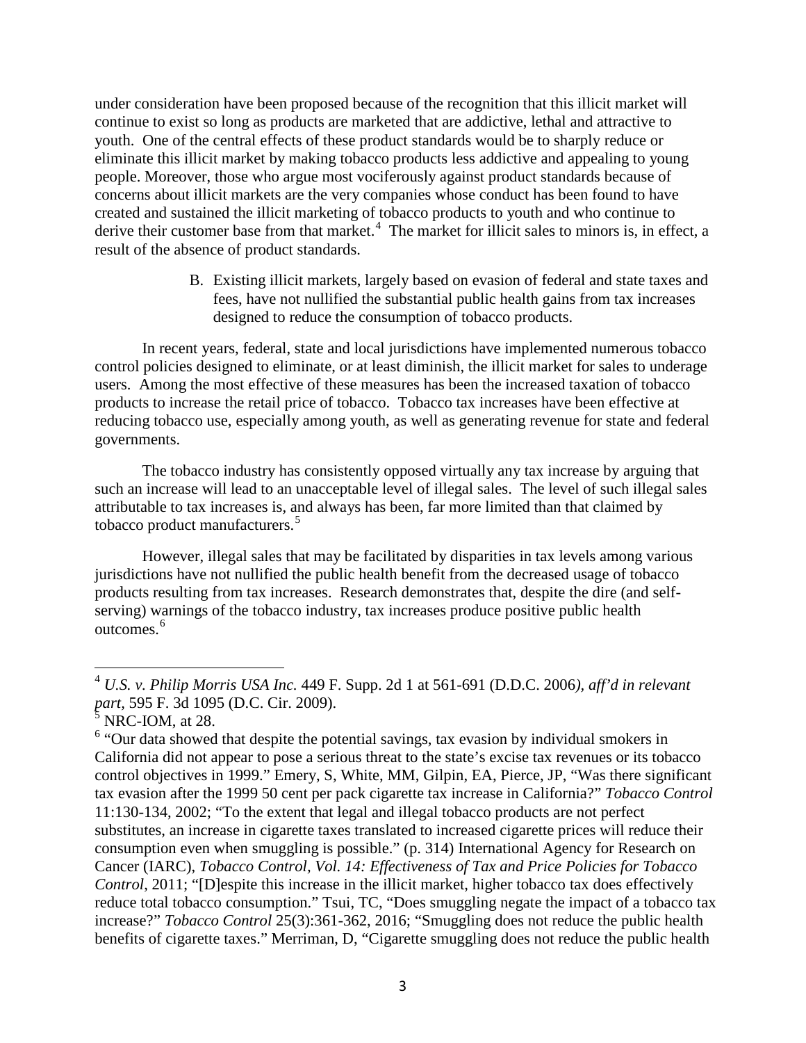under consideration have been proposed because of the recognition that this illicit market will continue to exist so long as products are marketed that are addictive, lethal and attractive to youth. One of the central effects of these product standards would be to sharply reduce or eliminate this illicit market by making tobacco products less addictive and appealing to young people. Moreover, those who argue most vociferously against product standards because of concerns about illicit markets are the very companies whose conduct has been found to have created and sustained the illicit marketing of tobacco products to youth and who continue to derive their customer base from that market.[4] The market for illicit sales to minors is, in effect, a result of the absence of product standards.

B. Existing illicit markets, largely based on evasion of federal and state taxes and fees, have not nullified the substantial public health gains from tax increases designed to reduce the consumption of tobacco products.

In recent years, federal, state and local jurisdictions have implemented numerous tobacco control policies designed to eliminate, or at least diminish, the illicit market for sales to underage users. Among the most effective of these measures has been the increased taxation of tobacco products to increase the retail price of tobacco. Tobacco tax increases have been effective at reducing tobacco use, especially among youth, as well as generating revenue for state and federal governments.

The tobacco industry has consistently opposed virtually any tax increase by arguing that such an increase will lead to an unacceptable level of illegal sales. The level of such illegal sales attributable to tax increases is, and always has been, far more limited than that claimed by tobacco product manufacturers.[5]

However, illegal sales that may be facilitated by disparities in tax levels among various jurisdictions have not nullified the public health benefit from the decreased usage of tobacco products resulting from tax increases. Research demonstrates that, despite the dire (and self-serving) warnings of the tobacco industry, tax increases produce positive public health outcomes.[6]

---

[4] *U.S. v. Philip Morris USA Inc.* 449 F. Supp. 2d 1 at 561-691 (D.D.C. 2006*), aff'd in relevant part*, 595 F. 3d 1095 (D.C. Cir. 2009).

[5] NRC-IOM, at 28.

[6] "Our data showed that despite the potential savings, tax evasion by individual smokers in California did not appear to pose a serious threat to the state's excise tax revenues or its tobacco control objectives in 1999." Emery, S, White, MM, Gilpin, EA, Pierce, JP, "Was there significant tax evasion after the 1999 50 cent per pack cigarette tax increase in California?" *Tobacco Control* 11:130-134, 2002; "To the extent that legal and illegal tobacco products are not perfect substitutes, an increase in cigarette taxes translated to increased cigarette prices will reduce their consumption even when smuggling is possible." (p. 314) International Agency for Research on Cancer (IARC), *Tobacco Control, Vol. 14: Effectiveness of Tax and Price Policies for Tobacco Control*, 2011; "[D]espite this increase in the illicit market, higher tobacco tax does effectively reduce total tobacco consumption." Tsui, TC, "Does smuggling negate the impact of a tobacco tax increase?" *Tobacco Control* 25(3):361-362, 2016; "Smuggling does not reduce the public health benefits of cigarette taxes." Merriman, D, "Cigarette smuggling does not reduce the public health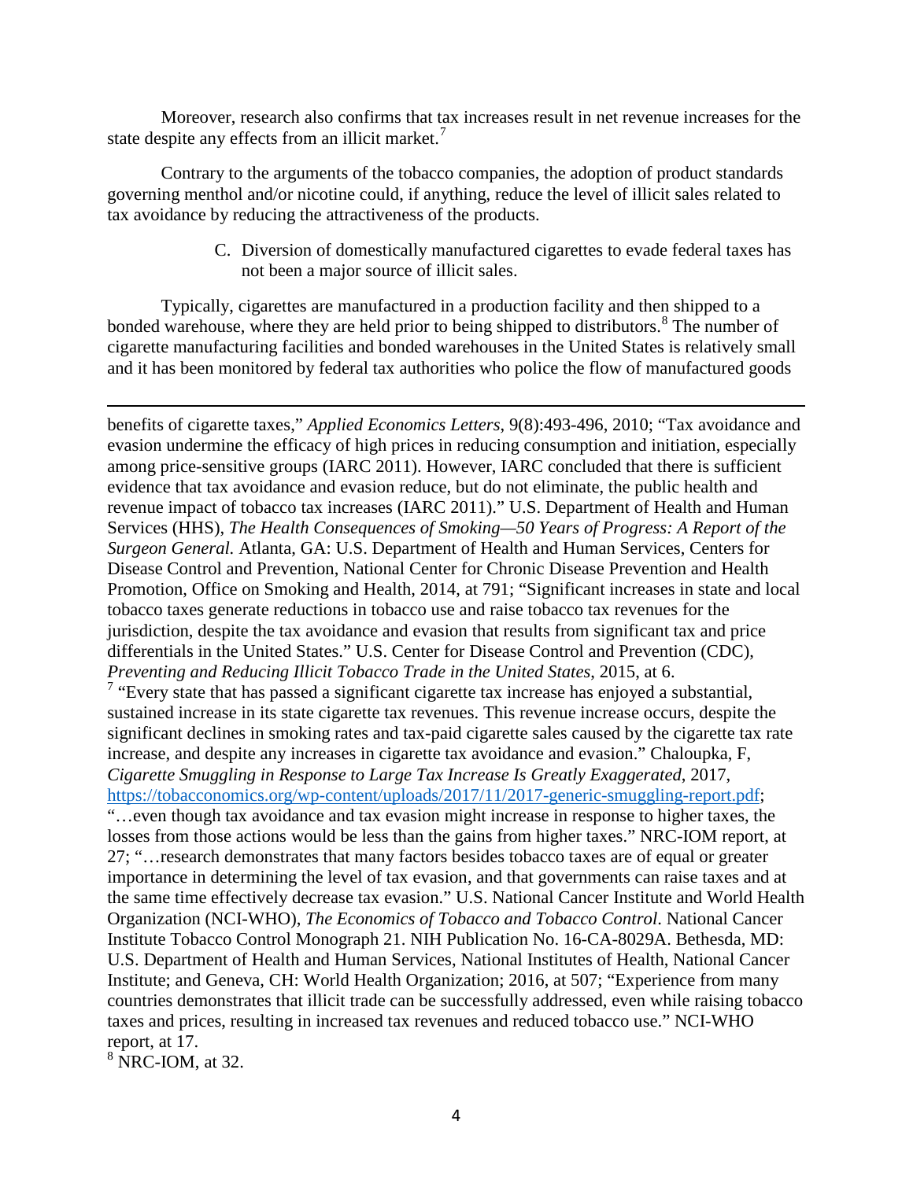Moreover, research also confirms that tax increases result in net revenue increases for the state despite any effects from an illicit market.[7]

Contrary to the arguments of the tobacco companies, the adoption of product standards governing menthol and/or nicotine could, if anything, reduce the level of illicit sales related to tax avoidance by reducing the attractiveness of the products.

C. Diversion of domestically manufactured cigarettes to evade federal taxes has not been a major source of illicit sales.

Typically, cigarettes are manufactured in a production facility and then shipped to a bonded warehouse, where they are held prior to being shipped to distributors.[8] The number of cigarette manufacturing facilities and bonded warehouses in the United States is relatively small and it has been monitored by federal tax authorities who police the flow of manufactured goods

---

benefits of cigarette taxes," *Applied Economics Letters*, 9(8):493-496, 2010; "Tax avoidance and evasion undermine the efficacy of high prices in reducing consumption and initiation, especially among price-sensitive groups (IARC 2011). However, IARC concluded that there is sufficient evidence that tax avoidance and evasion reduce, but do not eliminate, the public health and revenue impact of tobacco tax increases (IARC 2011)." U.S. Department of Health and Human Services (HHS), *The Health Consequences of Smoking—50 Years of Progress: A Report of the Surgeon General.* Atlanta, GA: U.S. Department of Health and Human Services, Centers for Disease Control and Prevention, National Center for Chronic Disease Prevention and Health Promotion, Office on Smoking and Health, 2014, at 791; "Significant increases in state and local tobacco taxes generate reductions in tobacco use and raise tobacco tax revenues for the jurisdiction, despite the tax avoidance and evasion that results from significant tax and price differentials in the United States." U.S. Center for Disease Control and Prevention (CDC), *Preventing and Reducing Illicit Tobacco Trade in the United States*, 2015, at 6.

[7] "Every state that has passed a significant cigarette tax increase has enjoyed a substantial, sustained increase in its state cigarette tax revenues. This revenue increase occurs, despite the significant declines in smoking rates and tax-paid cigarette sales caused by the cigarette tax rate increase, and despite any increases in cigarette tax avoidance and evasion." Chaloupka, F, *Cigarette Smuggling in Response to Large Tax Increase Is Greatly Exaggerated*, 2017, https://tobacconomics.org/wp-content/uploads/2017/11/2017-generic-smuggling-report.pdf; "…even though tax avoidance and tax evasion might increase in response to higher taxes, the losses from those actions would be less than the gains from higher taxes." NRC-IOM report, at 27; "…research demonstrates that many factors besides tobacco taxes are of equal or greater importance in determining the level of tax evasion, and that governments can raise taxes and at the same time effectively decrease tax evasion." U.S. National Cancer Institute and World Health Organization (NCI-WHO), *The Economics of Tobacco and Tobacco Control*. National Cancer Institute Tobacco Control Monograph 21. NIH Publication No. 16-CA-8029A. Bethesda, MD: U.S. Department of Health and Human Services, National Institutes of Health, National Cancer Institute; and Geneva, CH: World Health Organization; 2016, at 507; "Experience from many countries demonstrates that illicit trade can be successfully addressed, even while raising tobacco taxes and prices, resulting in increased tax revenues and reduced tobacco use." NCI-WHO report, at 17.

[8] NRC-IOM, at 32.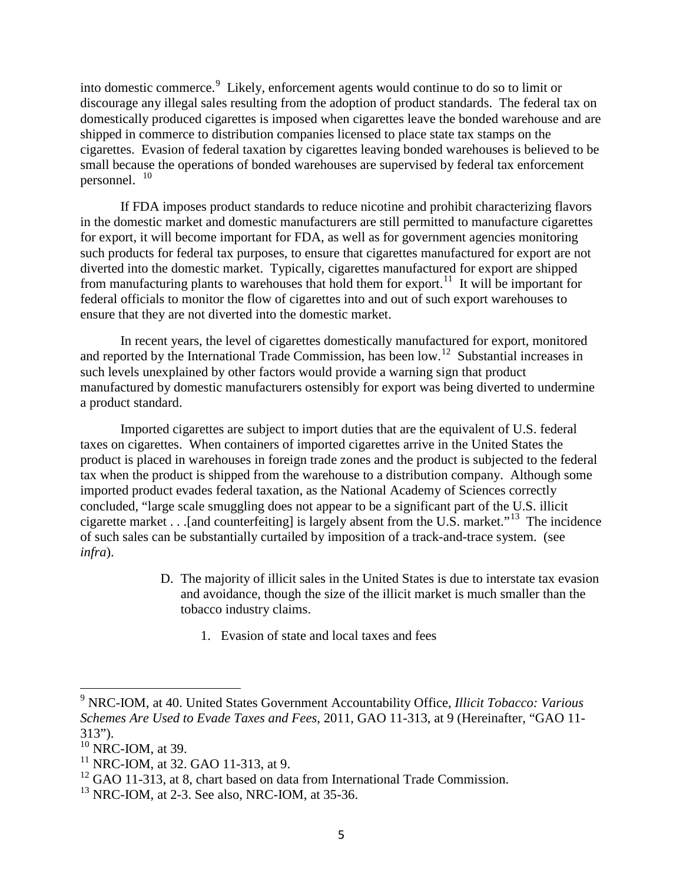into domestic commerce.[9] Likely, enforcement agents would continue to do so to limit or discourage any illegal sales resulting from the adoption of product standards. The federal tax on domestically produced cigarettes is imposed when cigarettes leave the bonded warehouse and are shipped in commerce to distribution companies licensed to place state tax stamps on the cigarettes. Evasion of federal taxation by cigarettes leaving bonded warehouses is believed to be small because the operations of bonded warehouses are supervised by federal tax enforcement personnel. [10]

If FDA imposes product standards to reduce nicotine and prohibit characterizing flavors in the domestic market and domestic manufacturers are still permitted to manufacture cigarettes for export, it will become important for FDA, as well as for government agencies monitoring such products for federal tax purposes, to ensure that cigarettes manufactured for export are not diverted into the domestic market. Typically, cigarettes manufactured for export are shipped from manufacturing plants to warehouses that hold them for export.[11] It will be important for federal officials to monitor the flow of cigarettes into and out of such export warehouses to ensure that they are not diverted into the domestic market.

In recent years, the level of cigarettes domestically manufactured for export, monitored and reported by the International Trade Commission, has been low.[12] Substantial increases in such levels unexplained by other factors would provide a warning sign that product manufactured by domestic manufacturers ostensibly for export was being diverted to undermine a product standard.

Imported cigarettes are subject to import duties that are the equivalent of U.S. federal taxes on cigarettes. When containers of imported cigarettes arrive in the United States the product is placed in warehouses in foreign trade zones and the product is subjected to the federal tax when the product is shipped from the warehouse to a distribution company. Although some imported product evades federal taxation, as the National Academy of Sciences correctly concluded, "large scale smuggling does not appear to be a significant part of the U.S. illicit cigarette market . . .[and counterfeiting] is largely absent from the U.S. market."[13] The incidence of such sales can be substantially curtailed by imposition of a track-and-trace system. (see *infra*).

D. The majority of illicit sales in the United States is due to interstate tax evasion and avoidance, though the size of the illicit market is much smaller than the tobacco industry claims.

1. Evasion of state and local taxes and fees

---

[9] NRC-IOM, at 40. United States Government Accountability Office, *Illicit Tobacco: Various Schemes Are Used to Evade Taxes and Fees*, 2011, GAO 11-313, at 9 (Hereinafter, "GAO 11-313").

[10] NRC-IOM, at 39.

[11] NRC-IOM, at 32. GAO 11-313, at 9.

[12] GAO 11-313, at 8, chart based on data from International Trade Commission.

[13] NRC-IOM, at 2-3. See also, NRC-IOM, at 35-36.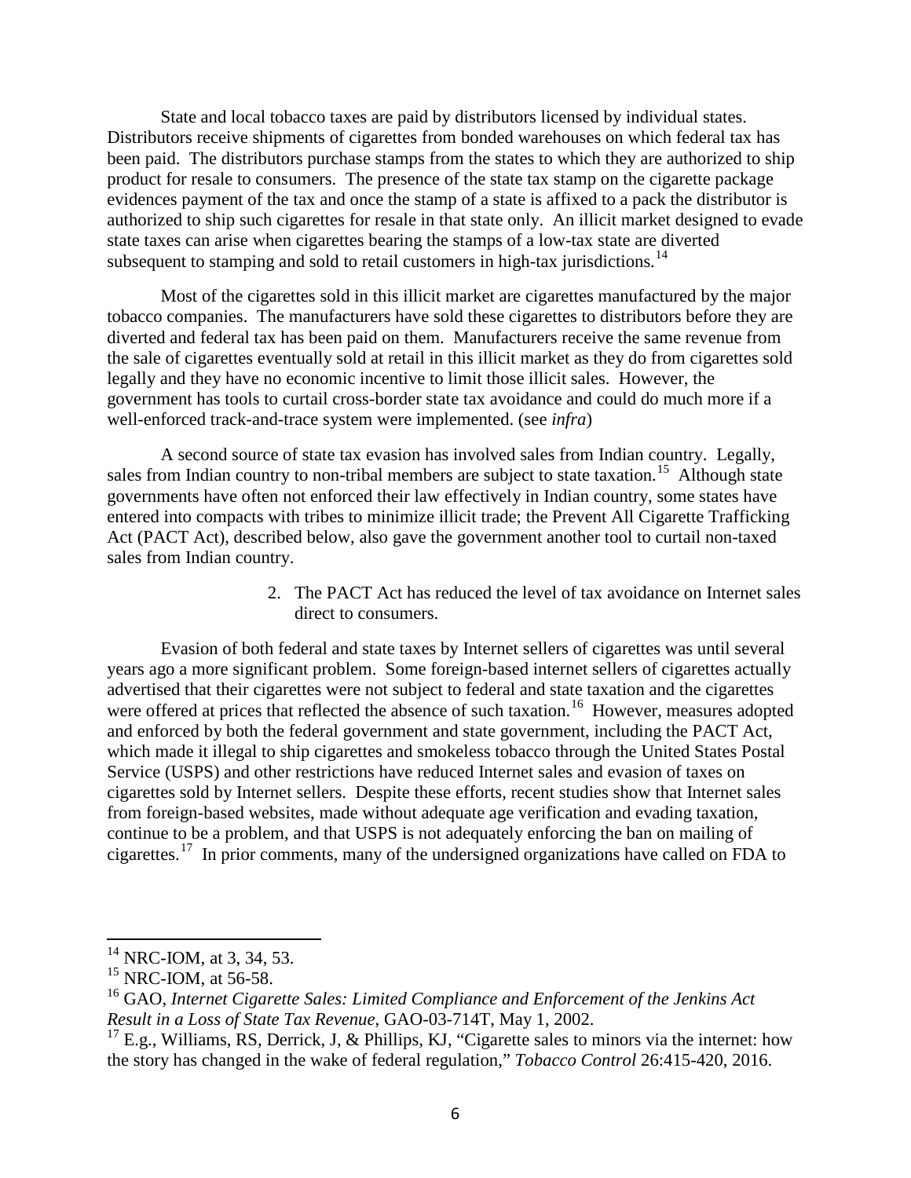State and local tobacco taxes are paid by distributors licensed by individual states. Distributors receive shipments of cigarettes from bonded warehouses on which federal tax has been paid. The distributors purchase stamps from the states to which they are authorized to ship product for resale to consumers. The presence of the state tax stamp on the cigarette package evidences payment of the tax and once the stamp of a state is affixed to a pack the distributor is authorized to ship such cigarettes for resale in that state only. An illicit market designed to evade state taxes can arise when cigarettes bearing the stamps of a low-tax state are diverted subsequent to stamping and sold to retail customers in high-tax jurisdictions.[14]

Most of the cigarettes sold in this illicit market are cigarettes manufactured by the major tobacco companies. The manufacturers have sold these cigarettes to distributors before they are diverted and federal tax has been paid on them. Manufacturers receive the same revenue from the sale of cigarettes eventually sold at retail in this illicit market as they do from cigarettes sold legally and they have no economic incentive to limit those illicit sales. However, the government has tools to curtail cross-border state tax avoidance and could do much more if a well-enforced track-and-trace system were implemented. (see *infra*)

A second source of state tax evasion has involved sales from Indian country. Legally, sales from Indian country to non-tribal members are subject to state taxation.[15] Although state governments have often not enforced their law effectively in Indian country, some states have entered into compacts with tribes to minimize illicit trade; the Prevent All Cigarette Trafficking Act (PACT Act), described below, also gave the government another tool to curtail non-taxed sales from Indian country.

2. The PACT Act has reduced the level of tax avoidance on Internet sales direct to consumers.

Evasion of both federal and state taxes by Internet sellers of cigarettes was until several years ago a more significant problem. Some foreign-based internet sellers of cigarettes actually advertised that their cigarettes were not subject to federal and state taxation and the cigarettes were offered at prices that reflected the absence of such taxation.[16] However, measures adopted and enforced by both the federal government and state government, including the PACT Act, which made it illegal to ship cigarettes and smokeless tobacco through the United States Postal Service (USPS) and other restrictions have reduced Internet sales and evasion of taxes on cigarettes sold by Internet sellers. Despite these efforts, recent studies show that Internet sales from foreign-based websites, made without adequate age verification and evading taxation, continue to be a problem, and that USPS is not adequately enforcing the ban on mailing of cigarettes.[17] In prior comments, many of the undersigned organizations have called on FDA to

---

[14] NRC-IOM, at 3, 34, 53.

[15] NRC-IOM, at 56-58.

[16] GAO, *Internet Cigarette Sales: Limited Compliance and Enforcement of the Jenkins Act Result in a Loss of State Tax Revenue*, GAO-03-714T, May 1, 2002.

[17] E.g., Williams, RS, Derrick, J, & Phillips, KJ, "Cigarette sales to minors via the internet: how the story has changed in the wake of federal regulation," *Tobacco Control* 26:415-420, 2016.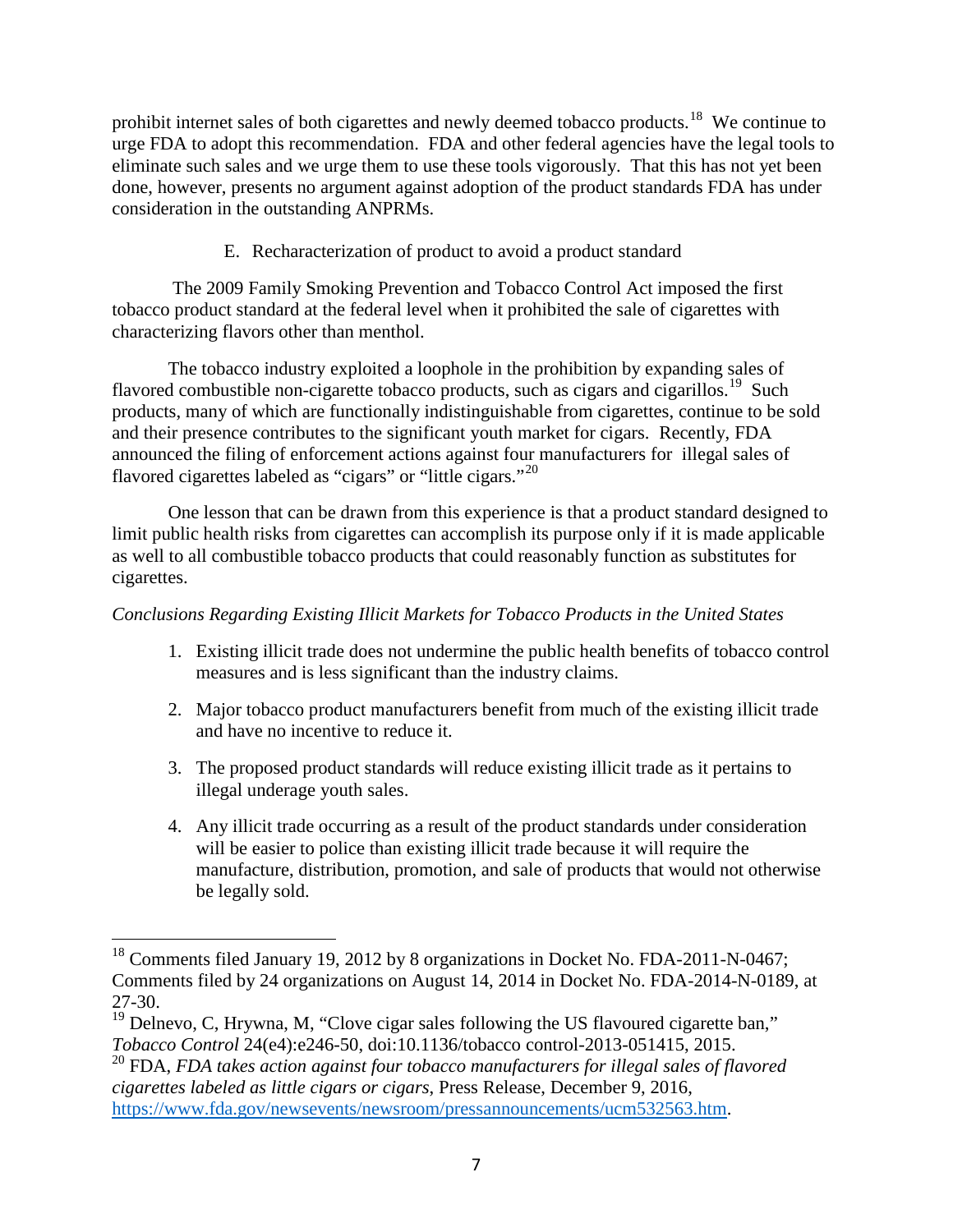prohibit internet sales of both cigarettes and newly deemed tobacco products.[18] We continue to urge FDA to adopt this recommendation. FDA and other federal agencies have the legal tools to eliminate such sales and we urge them to use these tools vigorously. That this has not yet been done, however, presents no argument against adoption of the product standards FDA has under consideration in the outstanding ANPRMs.

E. Recharacterization of product to avoid a product standard

The 2009 Family Smoking Prevention and Tobacco Control Act imposed the first tobacco product standard at the federal level when it prohibited the sale of cigarettes with characterizing flavors other than menthol.

The tobacco industry exploited a loophole in the prohibition by expanding sales of flavored combustible non-cigarette tobacco products, such as cigars and cigarillos.[19] Such products, many of which are functionally indistinguishable from cigarettes, continue to be sold and their presence contributes to the significant youth market for cigars. Recently, FDA announced the filing of enforcement actions against four manufacturers for illegal sales of flavored cigarettes labeled as "cigars" or "little cigars."[20]

One lesson that can be drawn from this experience is that a product standard designed to limit public health risks from cigarettes can accomplish its purpose only if it is made applicable as well to all combustible tobacco products that could reasonably function as substitutes for cigarettes.

*Conclusions Regarding Existing Illicit Markets for Tobacco Products in the United States*

1. Existing illicit trade does not undermine the public health benefits of tobacco control measures and is less significant than the industry claims.
2. Major tobacco product manufacturers benefit from much of the existing illicit trade and have no incentive to reduce it.
3. The proposed product standards will reduce existing illicit trade as it pertains to illegal underage youth sales.
4. Any illicit trade occurring as a result of the product standards under consideration will be easier to police than existing illicit trade because it will require the manufacture, distribution, promotion, and sale of products that would not otherwise be legally sold.

---

[18] Comments filed January 19, 2012 by 8 organizations in Docket No. FDA-2011-N-0467; Comments filed by 24 organizations on August 14, 2014 in Docket No. FDA-2014-N-0189, at 27-30.

[19] Delnevo, C, Hrywna, M, "Clove cigar sales following the US flavoured cigarette ban," *Tobacco Control* 24(e4):e246-50, doi:10.1136/tobacco control-2013-051415, 2015.

[20] FDA, *FDA takes action against four tobacco manufacturers for illegal sales of flavored cigarettes labeled as little cigars or cigars*, Press Release, December 9, 2016, https://www.fda.gov/newsevents/newsroom/pressannouncements/ucm532563.htm.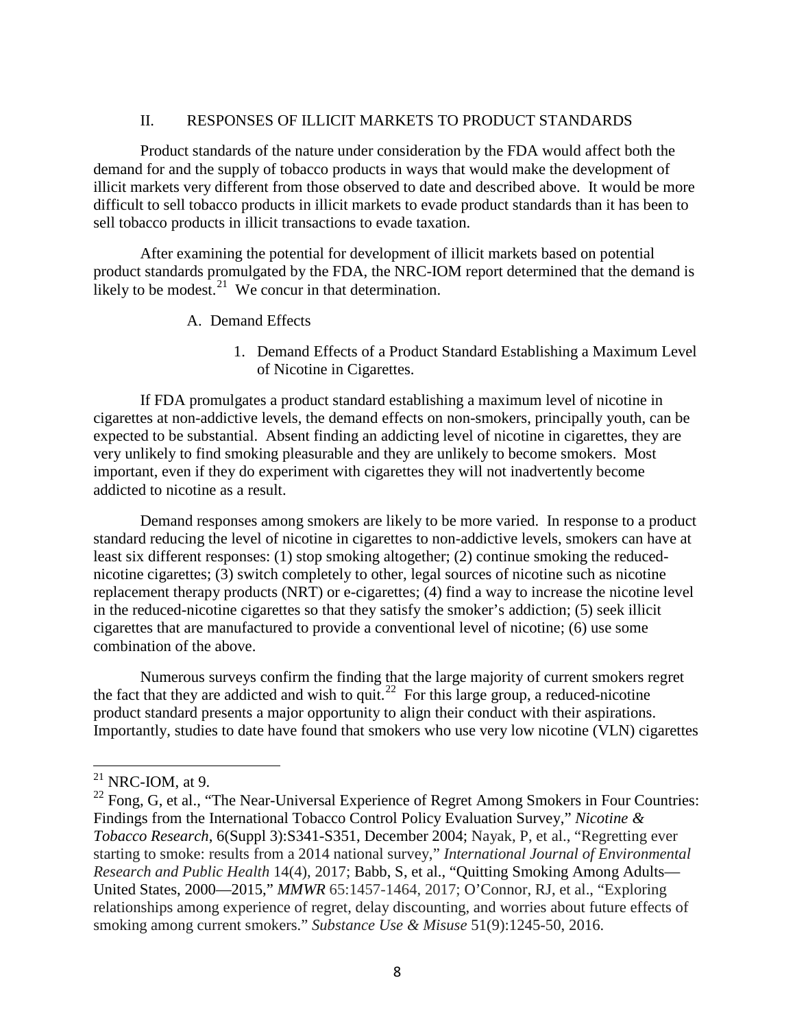## II. RESPONSES OF ILLICIT MARKETS TO PRODUCT STANDARDS

Product standards of the nature under consideration by the FDA would affect both the demand for and the supply of tobacco products in ways that would make the development of illicit markets very different from those observed to date and described above. It would be more difficult to sell tobacco products in illicit markets to evade product standards than it has been to sell tobacco products in illicit transactions to evade taxation.

After examining the potential for development of illicit markets based on potential product standards promulgated by the FDA, the NRC-IOM report determined that the demand is likely to be modest.[21] We concur in that determination.

### A. Demand Effects

#### 1. Demand Effects of a Product Standard Establishing a Maximum Level of Nicotine in Cigarettes.

If FDA promulgates a product standard establishing a maximum level of nicotine in cigarettes at non-addictive levels, the demand effects on non-smokers, principally youth, can be expected to be substantial. Absent finding an addicting level of nicotine in cigarettes, they are very unlikely to find smoking pleasurable and they are unlikely to become smokers. Most important, even if they do experiment with cigarettes they will not inadvertently become addicted to nicotine as a result.

Demand responses among smokers are likely to be more varied. In response to a product standard reducing the level of nicotine in cigarettes to non-addictive levels, smokers can have at least six different responses: (1) stop smoking altogether; (2) continue smoking the reduced-nicotine cigarettes; (3) switch completely to other, legal sources of nicotine such as nicotine replacement therapy products (NRT) or e-cigarettes; (4) find a way to increase the nicotine level in the reduced-nicotine cigarettes so that they satisfy the smoker's addiction; (5) seek illicit cigarettes that are manufactured to provide a conventional level of nicotine; (6) use some combination of the above.

Numerous surveys confirm the finding that the large majority of current smokers regret the fact that they are addicted and wish to quit.[22] For this large group, a reduced-nicotine product standard presents a major opportunity to align their conduct with their aspirations. Importantly, studies to date have found that smokers who use very low nicotine (VLN) cigarettes

---

[21] NRC-IOM, at 9.

[22] Fong, G, et al., "The Near-Universal Experience of Regret Among Smokers in Four Countries: Findings from the International Tobacco Control Policy Evaluation Survey," *Nicotine & Tobacco Research*, 6(Suppl 3):S341-S351, December 2004; Nayak, P, et al., "Regretting ever starting to smoke: results from a 2014 national survey," *International Journal of Environmental Research and Public Health* 14(4), 2017; Babb, S, et al., "Quitting Smoking Among Adults—United States, 2000—2015," *MMWR* 65:1457-1464, 2017; O'Connor, RJ, et al., "Exploring relationships among experience of regret, delay discounting, and worries about future effects of smoking among current smokers." *Substance Use & Misuse* 51(9):1245-50, 2016.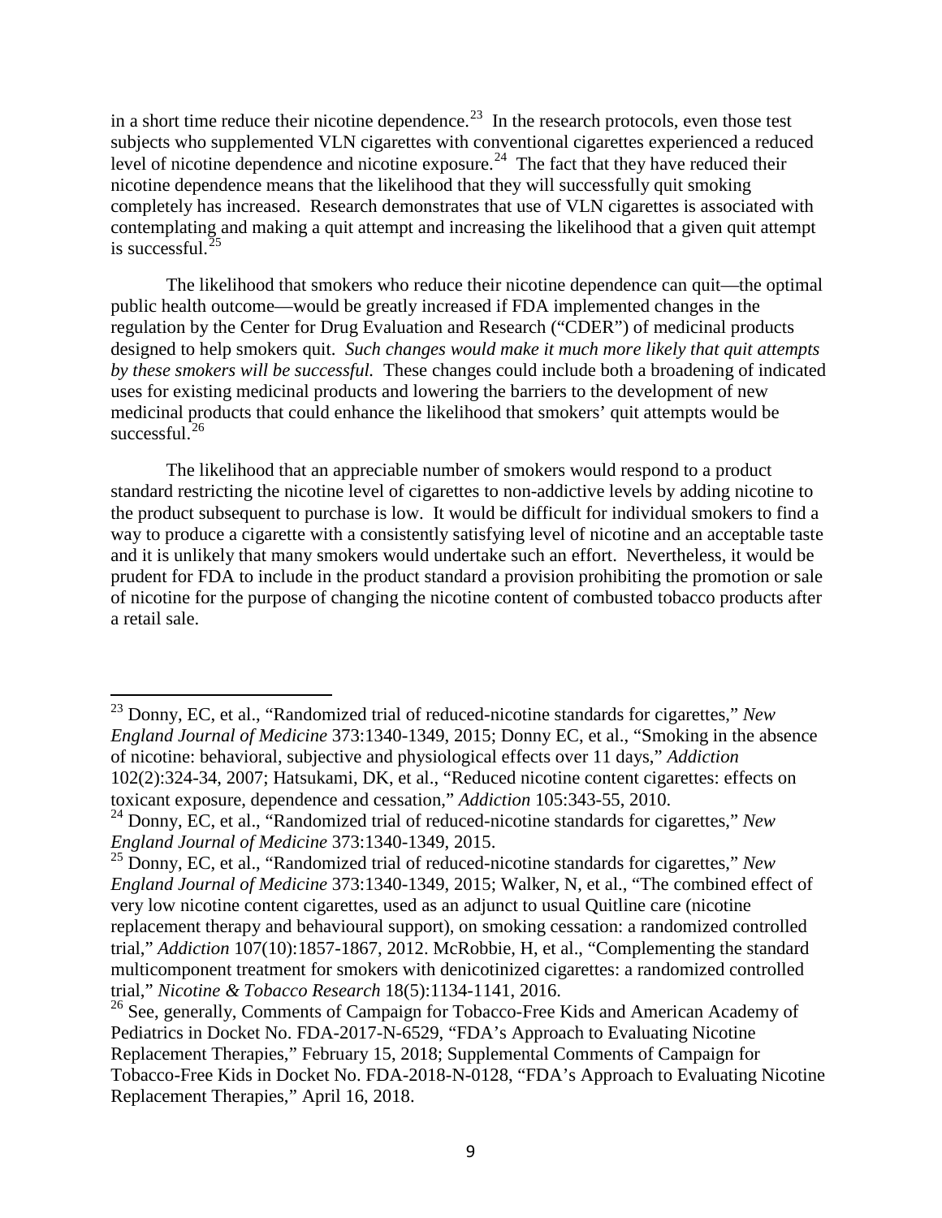in a short time reduce their nicotine dependence.[23] In the research protocols, even those test subjects who supplemented VLN cigarettes with conventional cigarettes experienced a reduced level of nicotine dependence and nicotine exposure.[24] The fact that they have reduced their nicotine dependence means that the likelihood that they will successfully quit smoking completely has increased. Research demonstrates that use of VLN cigarettes is associated with contemplating and making a quit attempt and increasing the likelihood that a given quit attempt is successful.[25]

The likelihood that smokers who reduce their nicotine dependence can quit—the optimal public health outcome—would be greatly increased if FDA implemented changes in the regulation by the Center for Drug Evaluation and Research ("CDER") of medicinal products designed to help smokers quit. *Such changes would make it much more likely that quit attempts by these smokers will be successful.* These changes could include both a broadening of indicated uses for existing medicinal products and lowering the barriers to the development of new medicinal products that could enhance the likelihood that smokers' quit attempts would be successful.[26]

The likelihood that an appreciable number of smokers would respond to a product standard restricting the nicotine level of cigarettes to non-addictive levels by adding nicotine to the product subsequent to purchase is low. It would be difficult for individual smokers to find a way to produce a cigarette with a consistently satisfying level of nicotine and an acceptable taste and it is unlikely that many smokers would undertake such an effort. Nevertheless, it would be prudent for FDA to include in the product standard a provision prohibiting the promotion or sale of nicotine for the purpose of changing the nicotine content of combusted tobacco products after a retail sale.

---

[23] Donny, EC, et al., "Randomized trial of reduced-nicotine standards for cigarettes," *New England Journal of Medicine* 373:1340-1349, 2015; Donny EC, et al., "Smoking in the absence of nicotine: behavioral, subjective and physiological effects over 11 days," *Addiction* 102(2):324-34, 2007; Hatsukami, DK, et al., "Reduced nicotine content cigarettes: effects on toxicant exposure, dependence and cessation," *Addiction* 105:343-55, 2010.

[24] Donny, EC, et al., "Randomized trial of reduced-nicotine standards for cigarettes," *New England Journal of Medicine* 373:1340-1349, 2015.

[25] Donny, EC, et al., "Randomized trial of reduced-nicotine standards for cigarettes," *New England Journal of Medicine* 373:1340-1349, 2015; Walker, N, et al., "The combined effect of very low nicotine content cigarettes, used as an adjunct to usual Quitline care (nicotine replacement therapy and behavioural support), on smoking cessation: a randomized controlled trial," *Addiction* 107(10):1857-1867, 2012. McRobbie, H, et al., "Complementing the standard multicomponent treatment for smokers with denicotinized cigarettes: a randomized controlled trial," *Nicotine & Tobacco Research* 18(5):1134-1141, 2016.

[26] See, generally, Comments of Campaign for Tobacco-Free Kids and American Academy of Pediatrics in Docket No. FDA-2017-N-6529, "FDA's Approach to Evaluating Nicotine Replacement Therapies," February 15, 2018; Supplemental Comments of Campaign for Tobacco-Free Kids in Docket No. FDA-2018-N-0128, "FDA's Approach to Evaluating Nicotine Replacement Therapies," April 16, 2018.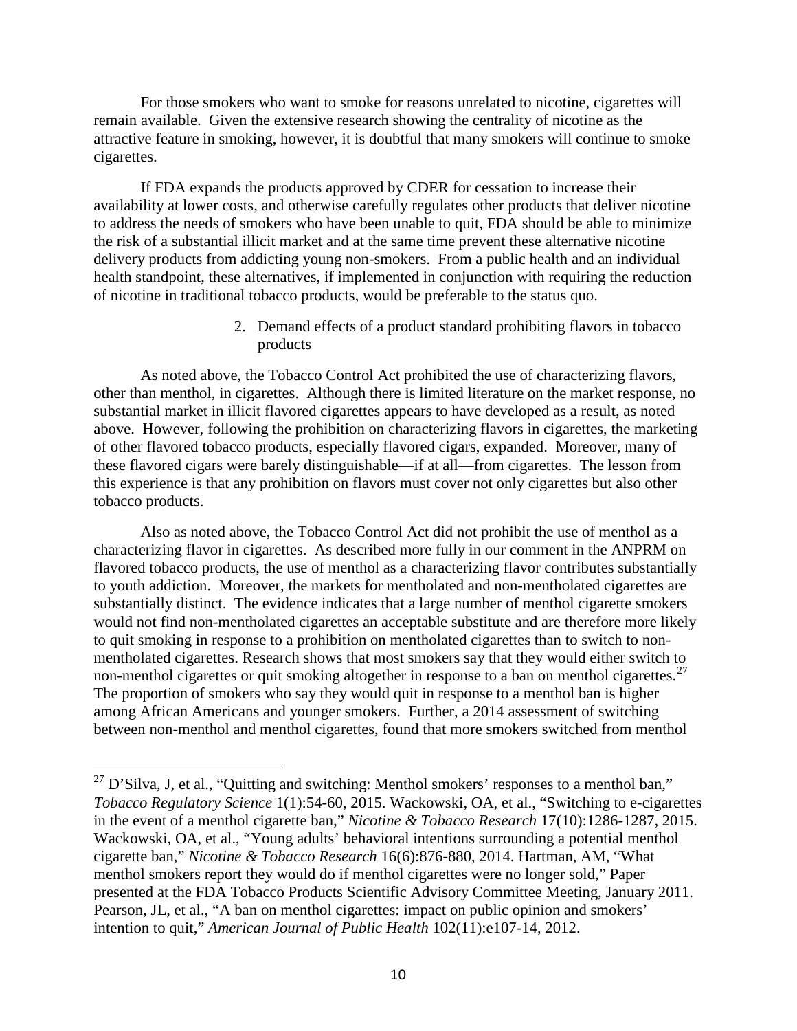For those smokers who want to smoke for reasons unrelated to nicotine, cigarettes will remain available. Given the extensive research showing the centrality of nicotine as the attractive feature in smoking, however, it is doubtful that many smokers will continue to smoke cigarettes.

If FDA expands the products approved by CDER for cessation to increase their availability at lower costs, and otherwise carefully regulates other products that deliver nicotine to address the needs of smokers who have been unable to quit, FDA should be able to minimize the risk of a substantial illicit market and at the same time prevent these alternative nicotine delivery products from addicting young non-smokers. From a public health and an individual health standpoint, these alternatives, if implemented in conjunction with requiring the reduction of nicotine in traditional tobacco products, would be preferable to the status quo.

2. Demand effects of a product standard prohibiting flavors in tobacco products

As noted above, the Tobacco Control Act prohibited the use of characterizing flavors, other than menthol, in cigarettes. Although there is limited literature on the market response, no substantial market in illicit flavored cigarettes appears to have developed as a result, as noted above. However, following the prohibition on characterizing flavors in cigarettes, the marketing of other flavored tobacco products, especially flavored cigars, expanded. Moreover, many of these flavored cigars were barely distinguishable—if at all—from cigarettes. The lesson from this experience is that any prohibition on flavors must cover not only cigarettes but also other tobacco products.

Also as noted above, the Tobacco Control Act did not prohibit the use of menthol as a characterizing flavor in cigarettes. As described more fully in our comment in the ANPRM on flavored tobacco products, the use of menthol as a characterizing flavor contributes substantially to youth addiction. Moreover, the markets for mentholated and non-mentholated cigarettes are substantially distinct. The evidence indicates that a large number of menthol cigarette smokers would not find non-mentholated cigarettes an acceptable substitute and are therefore more likely to quit smoking in response to a prohibition on mentholated cigarettes than to switch to non-mentholated cigarettes. Research shows that most smokers say that they would either switch to non-menthol cigarettes or quit smoking altogether in response to a ban on menthol cigarettes.[27] The proportion of smokers who say they would quit in response to a menthol ban is higher among African Americans and younger smokers. Further, a 2014 assessment of switching between non-menthol and menthol cigarettes, found that more smokers switched from menthol

---

[27] D'Silva, J, et al., "Quitting and switching: Menthol smokers' responses to a menthol ban," *Tobacco Regulatory Science* 1(1):54-60, 2015. Wackowski, OA, et al., "Switching to e-cigarettes in the event of a menthol cigarette ban," *Nicotine & Tobacco Research* 17(10):1286-1287, 2015. Wackowski, OA, et al., "Young adults' behavioral intentions surrounding a potential menthol cigarette ban," *Nicotine & Tobacco Research* 16(6):876-880, 2014. Hartman, AM, "What menthol smokers report they would do if menthol cigarettes were no longer sold," Paper presented at the FDA Tobacco Products Scientific Advisory Committee Meeting, January 2011. Pearson, JL, et al., "A ban on menthol cigarettes: impact on public opinion and smokers' intention to quit," *American Journal of Public Health* 102(11):e107-14, 2012.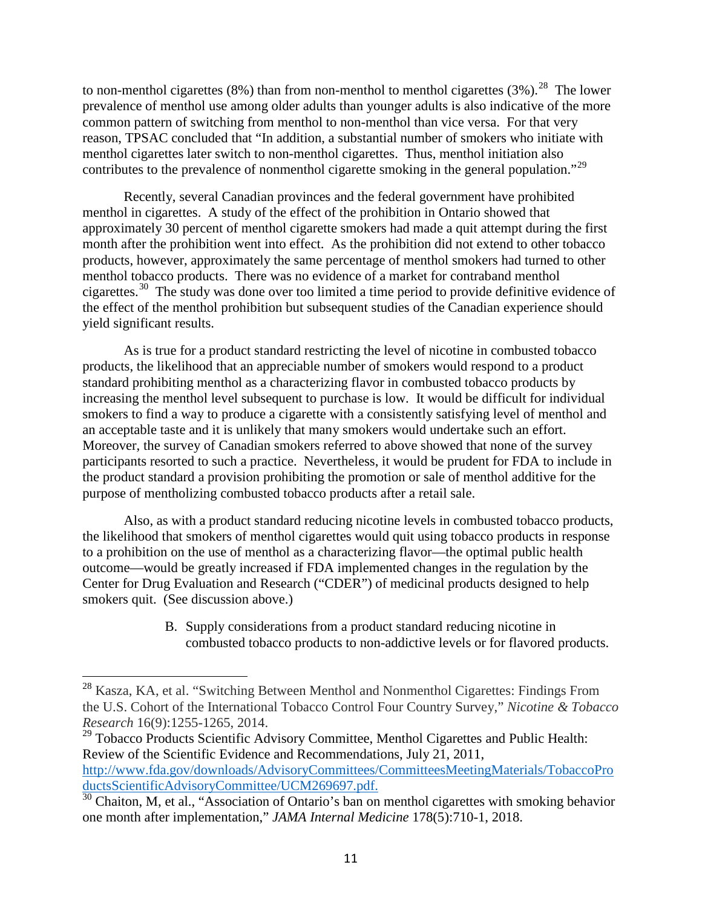to non-menthol cigarettes (8%) than from non-menthol to menthol cigarettes (3%).[28] The lower prevalence of menthol use among older adults than younger adults is also indicative of the more common pattern of switching from menthol to non-menthol than vice versa. For that very reason, TPSAC concluded that "In addition, a substantial number of smokers who initiate with menthol cigarettes later switch to non-menthol cigarettes. Thus, menthol initiation also contributes to the prevalence of nonmenthol cigarette smoking in the general population."[29]

Recently, several Canadian provinces and the federal government have prohibited menthol in cigarettes. A study of the effect of the prohibition in Ontario showed that approximately 30 percent of menthol cigarette smokers had made a quit attempt during the first month after the prohibition went into effect. As the prohibition did not extend to other tobacco products, however, approximately the same percentage of menthol smokers had turned to other menthol tobacco products. There was no evidence of a market for contraband menthol cigarettes.[30] The study was done over too limited a time period to provide definitive evidence of the effect of the menthol prohibition but subsequent studies of the Canadian experience should yield significant results.

As is true for a product standard restricting the level of nicotine in combusted tobacco products, the likelihood that an appreciable number of smokers would respond to a product standard prohibiting menthol as a characterizing flavor in combusted tobacco products by increasing the menthol level subsequent to purchase is low. It would be difficult for individual smokers to find a way to produce a cigarette with a consistently satisfying level of menthol and an acceptable taste and it is unlikely that many smokers would undertake such an effort. Moreover, the survey of Canadian smokers referred to above showed that none of the survey participants resorted to such a practice. Nevertheless, it would be prudent for FDA to include in the product standard a provision prohibiting the promotion or sale of menthol additive for the purpose of mentholizing combusted tobacco products after a retail sale.

Also, as with a product standard reducing nicotine levels in combusted tobacco products, the likelihood that smokers of menthol cigarettes would quit using tobacco products in response to a prohibition on the use of menthol as a characterizing flavor—the optimal public health outcome—would be greatly increased if FDA implemented changes in the regulation by the Center for Drug Evaluation and Research ("CDER") of medicinal products designed to help smokers quit. (See discussion above.)

### B. Supply considerations from a product standard reducing nicotine in combusted tobacco products to non-addictive levels or for flavored products.

---

[28] Kasza, KA, et al. "Switching Between Menthol and Nonmenthol Cigarettes: Findings From the U.S. Cohort of the International Tobacco Control Four Country Survey," *Nicotine & Tobacco Research* 16(9):1255-1265, 2014.

[29] Tobacco Products Scientific Advisory Committee, Menthol Cigarettes and Public Health: Review of the Scientific Evidence and Recommendations, July 21, 2011, http://www.fda.gov/downloads/AdvisoryCommittees/CommitteesMeetingMaterials/TobaccoProductsScientificAdvisoryCommittee/UCM269697.pdf.

[30] Chaiton, M, et al., "Association of Ontario's ban on menthol cigarettes with smoking behavior one month after implementation," *JAMA Internal Medicine* 178(5):710-1, 2018.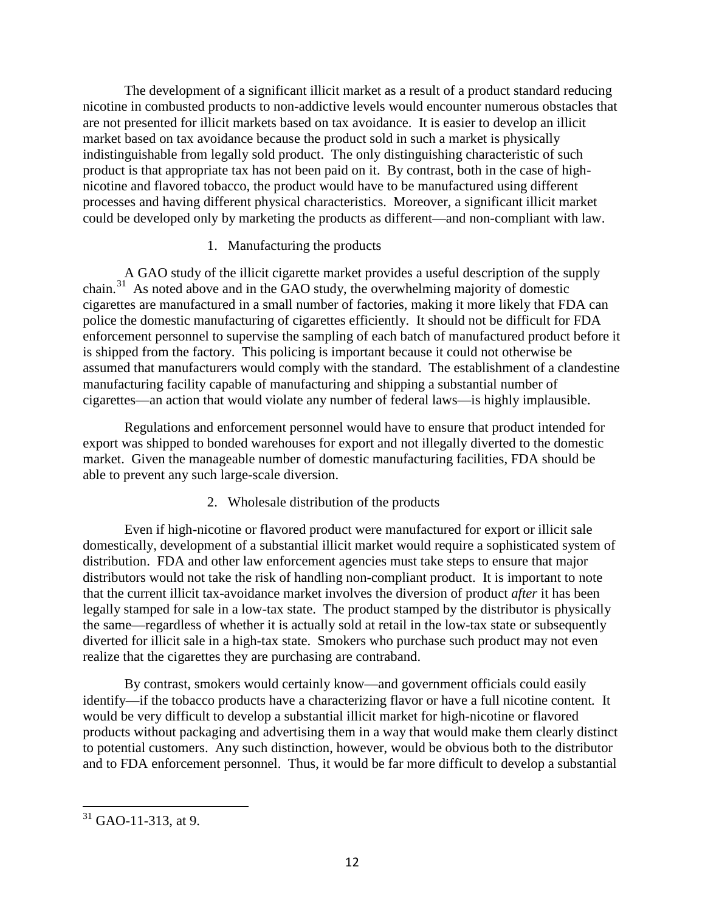The development of a significant illicit market as a result of a product standard reducing nicotine in combusted products to non-addictive levels would encounter numerous obstacles that are not presented for illicit markets based on tax avoidance. It is easier to develop an illicit market based on tax avoidance because the product sold in such a market is physically indistinguishable from legally sold product. The only distinguishing characteristic of such product is that appropriate tax has not been paid on it. By contrast, both in the case of high-nicotine and flavored tobacco, the product would have to be manufactured using different processes and having different physical characteristics. Moreover, a significant illicit market could be developed only by marketing the products as different—and non-compliant with law.

1. Manufacturing the products

A GAO study of the illicit cigarette market provides a useful description of the supply chain.[31] As noted above and in the GAO study, the overwhelming majority of domestic cigarettes are manufactured in a small number of factories, making it more likely that FDA can police the domestic manufacturing of cigarettes efficiently. It should not be difficult for FDA enforcement personnel to supervise the sampling of each batch of manufactured product before it is shipped from the factory. This policing is important because it could not otherwise be assumed that manufacturers would comply with the standard. The establishment of a clandestine manufacturing facility capable of manufacturing and shipping a substantial number of cigarettes—an action that would violate any number of federal laws—is highly implausible.

Regulations and enforcement personnel would have to ensure that product intended for export was shipped to bonded warehouses for export and not illegally diverted to the domestic market. Given the manageable number of domestic manufacturing facilities, FDA should be able to prevent any such large-scale diversion.

2. Wholesale distribution of the products

Even if high-nicotine or flavored product were manufactured for export or illicit sale domestically, development of a substantial illicit market would require a sophisticated system of distribution. FDA and other law enforcement agencies must take steps to ensure that major distributors would not take the risk of handling non-compliant product. It is important to note that the current illicit tax-avoidance market involves the diversion of product *after* it has been legally stamped for sale in a low-tax state. The product stamped by the distributor is physically the same—regardless of whether it is actually sold at retail in the low-tax state or subsequently diverted for illicit sale in a high-tax state. Smokers who purchase such product may not even realize that the cigarettes they are purchasing are contraband.

By contrast, smokers would certainly know—and government officials could easily identify—if the tobacco products have a characterizing flavor or have a full nicotine content. It would be very difficult to develop a substantial illicit market for high-nicotine or flavored products without packaging and advertising them in a way that would make them clearly distinct to potential customers. Any such distinction, however, would be obvious both to the distributor and to FDA enforcement personnel. Thus, it would be far more difficult to develop a substantial

[31] GAO-11-313, at 9.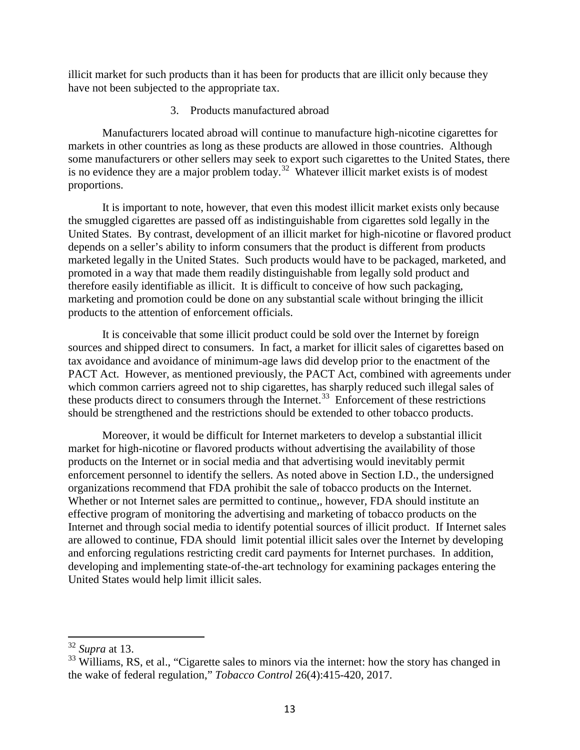illicit market for such products than it has been for products that are illicit only because they have not been subjected to the appropriate tax.

### 3. Products manufactured abroad

Manufacturers located abroad will continue to manufacture high-nicotine cigarettes for markets in other countries as long as these products are allowed in those countries. Although some manufacturers or other sellers may seek to export such cigarettes to the United States, there is no evidence they are a major problem today.[32] Whatever illicit market exists is of modest proportions.

It is important to note, however, that even this modest illicit market exists only because the smuggled cigarettes are passed off as indistinguishable from cigarettes sold legally in the United States. By contrast, development of an illicit market for high-nicotine or flavored product depends on a seller's ability to inform consumers that the product is different from products marketed legally in the United States. Such products would have to be packaged, marketed, and promoted in a way that made them readily distinguishable from legally sold product and therefore easily identifiable as illicit. It is difficult to conceive of how such packaging, marketing and promotion could be done on any substantial scale without bringing the illicit products to the attention of enforcement officials.

It is conceivable that some illicit product could be sold over the Internet by foreign sources and shipped direct to consumers. In fact, a market for illicit sales of cigarettes based on tax avoidance and avoidance of minimum-age laws did develop prior to the enactment of the PACT Act. However, as mentioned previously, the PACT Act, combined with agreements under which common carriers agreed not to ship cigarettes, has sharply reduced such illegal sales of these products direct to consumers through the Internet.[33] Enforcement of these restrictions should be strengthened and the restrictions should be extended to other tobacco products.

Moreover, it would be difficult for Internet marketers to develop a substantial illicit market for high-nicotine or flavored products without advertising the availability of those products on the Internet or in social media and that advertising would inevitably permit enforcement personnel to identify the sellers. As noted above in Section I.D., the undersigned organizations recommend that FDA prohibit the sale of tobacco products on the Internet. Whether or not Internet sales are permitted to continue,, however, FDA should institute an effective program of monitoring the advertising and marketing of tobacco products on the Internet and through social media to identify potential sources of illicit product. If Internet sales are allowed to continue, FDA should limit potential illicit sales over the Internet by developing and enforcing regulations restricting credit card payments for Internet purchases. In addition, developing and implementing state-of-the-art technology for examining packages entering the United States would help limit illicit sales.

---

[32] *Supra* at 13.

[33] Williams, RS, et al., "Cigarette sales to minors via the internet: how the story has changed in the wake of federal regulation," *Tobacco Control* 26(4):415-420, 2017.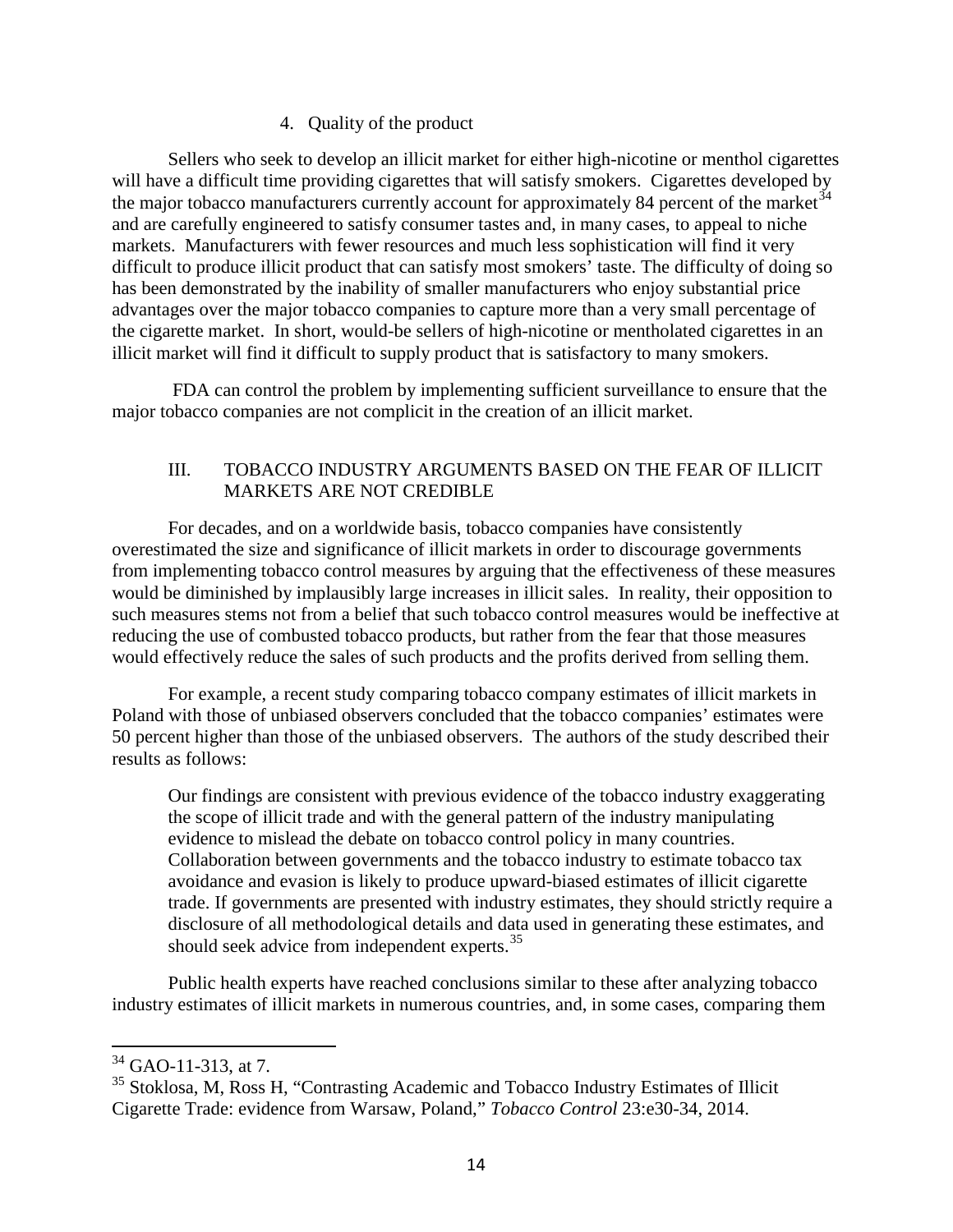4. Quality of the product

Sellers who seek to develop an illicit market for either high-nicotine or menthol cigarettes will have a difficult time providing cigarettes that will satisfy smokers. Cigarettes developed by the major tobacco manufacturers currently account for approximately 84 percent of the market[34] and are carefully engineered to satisfy consumer tastes and, in many cases, to appeal to niche markets. Manufacturers with fewer resources and much less sophistication will find it very difficult to produce illicit product that can satisfy most smokers' taste. The difficulty of doing so has been demonstrated by the inability of smaller manufacturers who enjoy substantial price advantages over the major tobacco companies to capture more than a very small percentage of the cigarette market. In short, would-be sellers of high-nicotine or mentholated cigarettes in an illicit market will find it difficult to supply product that is satisfactory to many smokers.

FDA can control the problem by implementing sufficient surveillance to ensure that the major tobacco companies are not complicit in the creation of an illicit market.

## III. TOBACCO INDUSTRY ARGUMENTS BASED ON THE FEAR OF ILLICIT MARKETS ARE NOT CREDIBLE

For decades, and on a worldwide basis, tobacco companies have consistently overestimated the size and significance of illicit markets in order to discourage governments from implementing tobacco control measures by arguing that the effectiveness of these measures would be diminished by implausibly large increases in illicit sales. In reality, their opposition to such measures stems not from a belief that such tobacco control measures would be ineffective at reducing the use of combusted tobacco products, but rather from the fear that those measures would effectively reduce the sales of such products and the profits derived from selling them.

For example, a recent study comparing tobacco company estimates of illicit markets in Poland with those of unbiased observers concluded that the tobacco companies' estimates were 50 percent higher than those of the unbiased observers. The authors of the study described their results as follows:

> Our findings are consistent with previous evidence of the tobacco industry exaggerating the scope of illicit trade and with the general pattern of the industry manipulating evidence to mislead the debate on tobacco control policy in many countries. Collaboration between governments and the tobacco industry to estimate tobacco tax avoidance and evasion is likely to produce upward-biased estimates of illicit cigarette trade. If governments are presented with industry estimates, they should strictly require a disclosure of all methodological details and data used in generating these estimates, and should seek advice from independent experts.[35]

Public health experts have reached conclusions similar to these after analyzing tobacco industry estimates of illicit markets in numerous countries, and, in some cases, comparing them

---

[34] GAO-11-313, at 7.

[35] Stoklosa, M, Ross H, "Contrasting Academic and Tobacco Industry Estimates of Illicit Cigarette Trade: evidence from Warsaw, Poland," *Tobacco Control* 23:e30-34, 2014.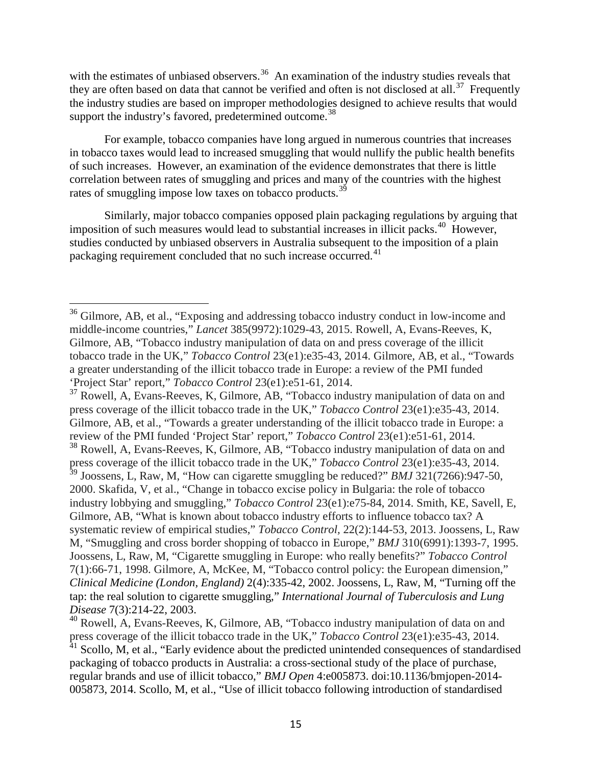with the estimates of unbiased observers.[36] An examination of the industry studies reveals that they are often based on data that cannot be verified and often is not disclosed at all.[37] Frequently the industry studies are based on improper methodologies designed to achieve results that would support the industry's favored, predetermined outcome.[38]

For example, tobacco companies have long argued in numerous countries that increases in tobacco taxes would lead to increased smuggling that would nullify the public health benefits of such increases. However, an examination of the evidence demonstrates that there is little correlation between rates of smuggling and prices and many of the countries with the highest rates of smuggling impose low taxes on tobacco products.[39]

Similarly, major tobacco companies opposed plain packaging regulations by arguing that imposition of such measures would lead to substantial increases in illicit packs.[40] However, studies conducted by unbiased observers in Australia subsequent to the imposition of a plain packaging requirement concluded that no such increase occurred.[41]

---

[36] Gilmore, AB, et al., "Exposing and addressing tobacco industry conduct in low-income and middle-income countries," *Lancet* 385(9972):1029-43, 2015. Rowell, A, Evans-Reeves, K, Gilmore, AB, "Tobacco industry manipulation of data on and press coverage of the illicit tobacco trade in the UK," *Tobacco Control* 23(e1):e35-43, 2014. Gilmore, AB, et al., "Towards a greater understanding of the illicit tobacco trade in Europe: a review of the PMI funded 'Project Star' report," *Tobacco Control* 23(e1):e51-61, 2014.

[37] Rowell, A, Evans-Reeves, K, Gilmore, AB, "Tobacco industry manipulation of data on and press coverage of the illicit tobacco trade in the UK," *Tobacco Control* 23(e1):e35-43, 2014. Gilmore, AB, et al., "Towards a greater understanding of the illicit tobacco trade in Europe: a review of the PMI funded 'Project Star' report," *Tobacco Control* 23(e1):e51-61, 2014.

[38] Rowell, A, Evans-Reeves, K, Gilmore, AB, "Tobacco industry manipulation of data on and press coverage of the illicit tobacco trade in the UK," *Tobacco Control* 23(e1):e35-43, 2014.

[39] Joossens, L, Raw, M, "How can cigarette smuggling be reduced?" *BMJ* 321(7266):947-50, 2000. Skafida, V, et al., "Change in tobacco excise policy in Bulgaria: the role of tobacco industry lobbying and smuggling," *Tobacco Control* 23(e1):e75-84, 2014. Smith, KE, Savell, E, Gilmore, AB, "What is known about tobacco industry efforts to influence tobacco tax? A systematic review of empirical studies," *Tobacco Control,* 22(2):144-53, 2013. Joossens, L, Raw M, "Smuggling and cross border shopping of tobacco in Europe," *BMJ* 310(6991):1393-7, 1995. Joossens, L, Raw, M, "Cigarette smuggling in Europe: who really benefits?" *Tobacco Control* 7(1):66-71, 1998. Gilmore, A, McKee, M, "Tobacco control policy: the European dimension," *Clinical Medicine (London, England)* 2(4):335-42, 2002. Joossens, L, Raw, M, "Turning off the tap: the real solution to cigarette smuggling," *International Journal of Tuberculosis and Lung Disease* 7(3):214-22, 2003.

[40] Rowell, A, Evans-Reeves, K, Gilmore, AB, "Tobacco industry manipulation of data on and press coverage of the illicit tobacco trade in the UK," *Tobacco Control* 23(e1):e35-43, 2014.

[41] Scollo, M, et al., "Early evidence about the predicted unintended consequences of standardised packaging of tobacco products in Australia: a cross-sectional study of the place of purchase, regular brands and use of illicit tobacco," *BMJ Open* 4:e005873. doi:10.1136/bmjopen-2014-005873, 2014. Scollo, M, et al., "Use of illicit tobacco following introduction of standardised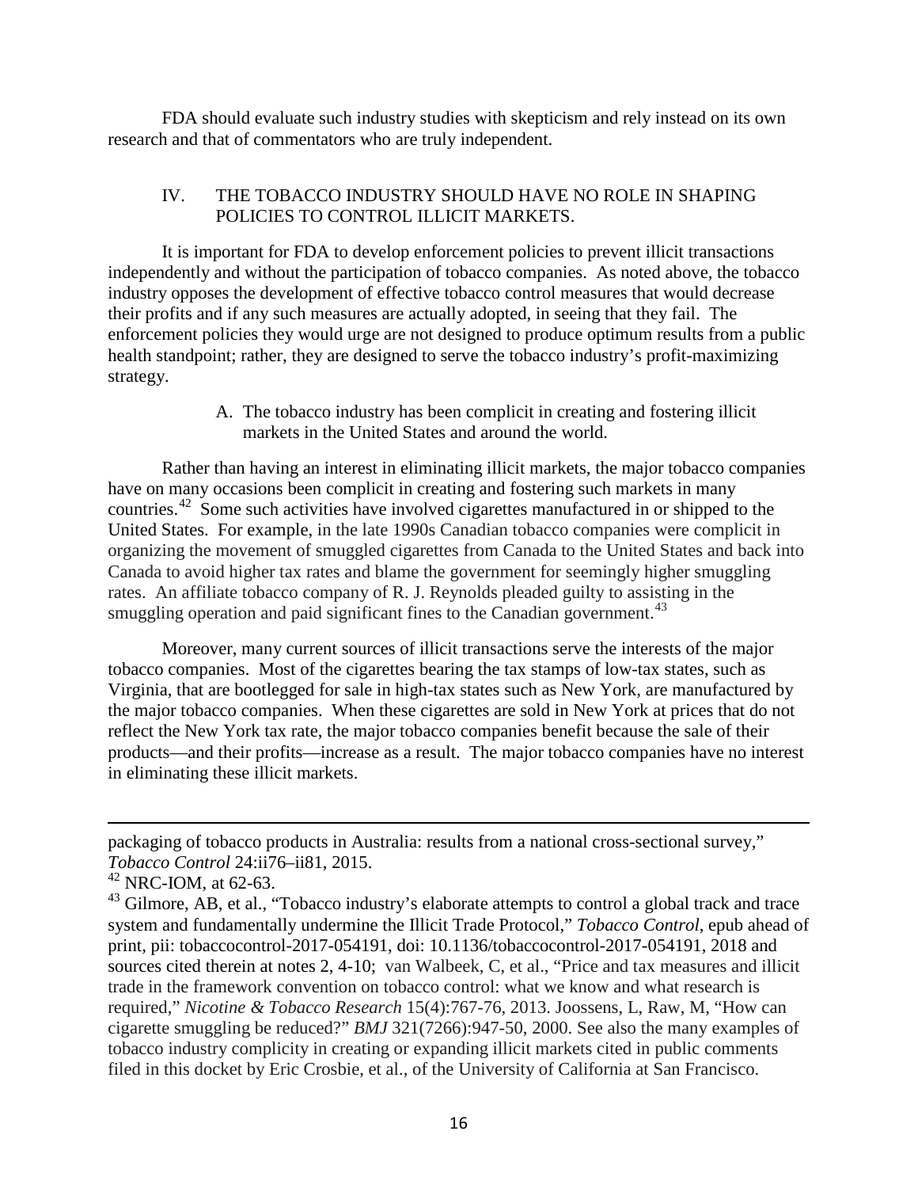FDA should evaluate such industry studies with skepticism and rely instead on its own research and that of commentators who are truly independent.

## IV. THE TOBACCO INDUSTRY SHOULD HAVE NO ROLE IN SHAPING POLICIES TO CONTROL ILLICIT MARKETS.

It is important for FDA to develop enforcement policies to prevent illicit transactions independently and without the participation of tobacco companies. As noted above, the tobacco industry opposes the development of effective tobacco control measures that would decrease their profits and if any such measures are actually adopted, in seeing that they fail. The enforcement policies they would urge are not designed to produce optimum results from a public health standpoint; rather, they are designed to serve the tobacco industry's profit-maximizing strategy.

### A. The tobacco industry has been complicit in creating and fostering illicit markets in the United States and around the world.

Rather than having an interest in eliminating illicit markets, the major tobacco companies have on many occasions been complicit in creating and fostering such markets in many countries.[42] Some such activities have involved cigarettes manufactured in or shipped to the United States. For example, in the late 1990s Canadian tobacco companies were complicit in organizing the movement of smuggled cigarettes from Canada to the United States and back into Canada to avoid higher tax rates and blame the government for seemingly higher smuggling rates. An affiliate tobacco company of R. J. Reynolds pleaded guilty to assisting in the smuggling operation and paid significant fines to the Canadian government.[43]

Moreover, many current sources of illicit transactions serve the interests of the major tobacco companies. Most of the cigarettes bearing the tax stamps of low-tax states, such as Virginia, that are bootlegged for sale in high-tax states such as New York, are manufactured by the major tobacco companies. When these cigarettes are sold in New York at prices that do not reflect the New York tax rate, the major tobacco companies benefit because the sale of their products—and their profits—increase as a result. The major tobacco companies have no interest in eliminating these illicit markets.

---

packaging of tobacco products in Australia: results from a national cross-sectional survey," *Tobacco Control* 24:ii76–ii81, 2015.

[42] NRC-IOM, at 62-63.

[43] Gilmore, AB, et al., "Tobacco industry's elaborate attempts to control a global track and trace system and fundamentally undermine the Illicit Trade Protocol," *Tobacco Control*, epub ahead of print, pii: tobaccocontrol-2017-054191, doi: 10.1136/tobaccocontrol-2017-054191, 2018 and sources cited therein at notes 2, 4-10; van Walbeek, C, et al., "Price and tax measures and illicit trade in the framework convention on tobacco control: what we know and what research is required," *Nicotine & Tobacco Research* 15(4):767-76, 2013. Joossens, L, Raw, M, "How can cigarette smuggling be reduced?" *BMJ* 321(7266):947-50, 2000. See also the many examples of tobacco industry complicity in creating or expanding illicit markets cited in public comments filed in this docket by Eric Crosbie, et al., of the University of California at San Francisco.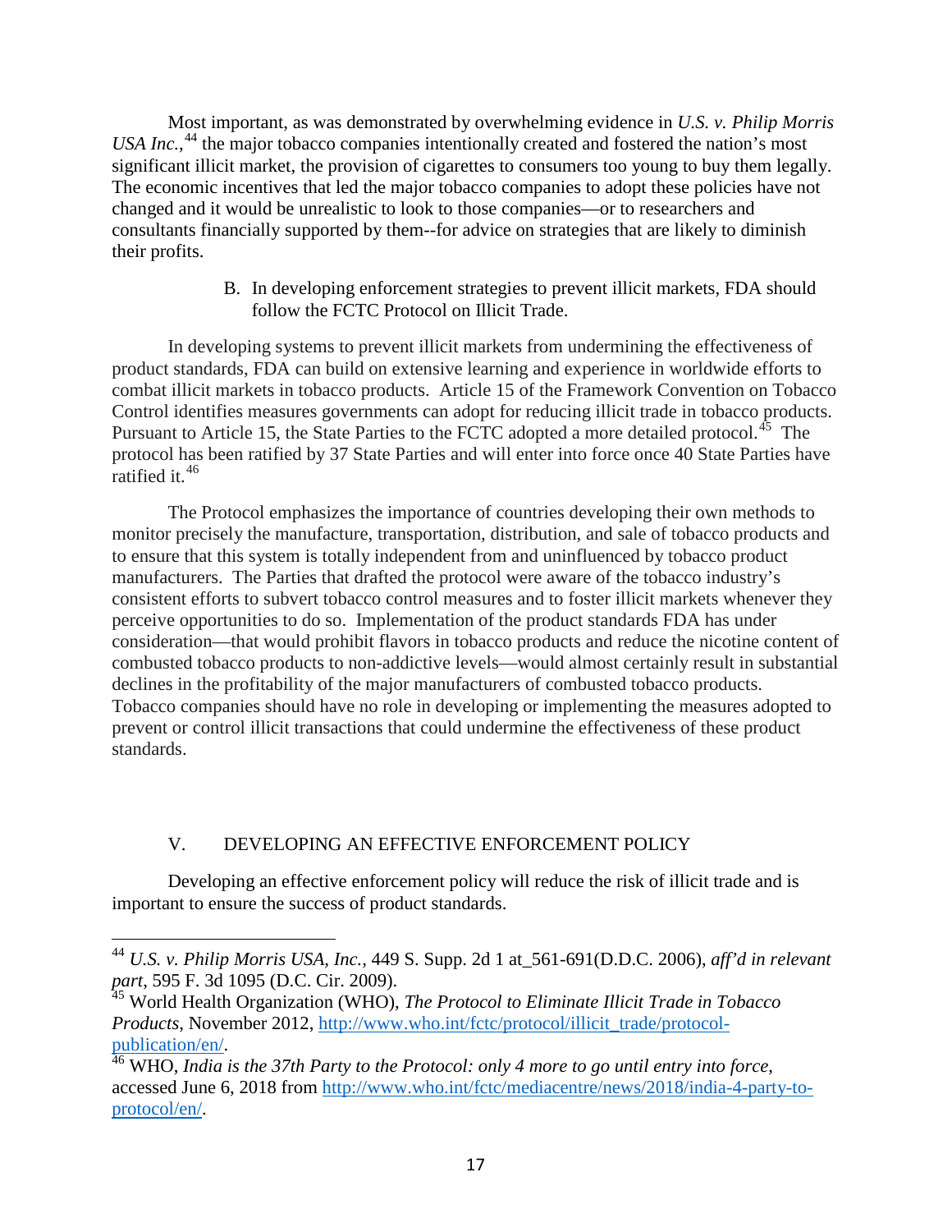Most important, as was demonstrated by overwhelming evidence in *U.S. v. Philip Morris USA Inc.*,[44] the major tobacco companies intentionally created and fostered the nation's most significant illicit market, the provision of cigarettes to consumers too young to buy them legally. The economic incentives that led the major tobacco companies to adopt these policies have not changed and it would be unrealistic to look to those companies—or to researchers and consultants financially supported by them--for advice on strategies that are likely to diminish their profits.

### B. In developing enforcement strategies to prevent illicit markets, FDA should follow the FCTC Protocol on Illicit Trade.

In developing systems to prevent illicit markets from undermining the effectiveness of product standards, FDA can build on extensive learning and experience in worldwide efforts to combat illicit markets in tobacco products. Article 15 of the Framework Convention on Tobacco Control identifies measures governments can adopt for reducing illicit trade in tobacco products. Pursuant to Article 15, the State Parties to the FCTC adopted a more detailed protocol.[45] The protocol has been ratified by 37 State Parties and will enter into force once 40 State Parties have ratified it.[46]

The Protocol emphasizes the importance of countries developing their own methods to monitor precisely the manufacture, transportation, distribution, and sale of tobacco products and to ensure that this system is totally independent from and uninfluenced by tobacco product manufacturers. The Parties that drafted the protocol were aware of the tobacco industry's consistent efforts to subvert tobacco control measures and to foster illicit markets whenever they perceive opportunities to do so. Implementation of the product standards FDA has under consideration—that would prohibit flavors in tobacco products and reduce the nicotine content of combusted tobacco products to non-addictive levels—would almost certainly result in substantial declines in the profitability of the major manufacturers of combusted tobacco products. Tobacco companies should have no role in developing or implementing the measures adopted to prevent or control illicit transactions that could undermine the effectiveness of these product standards.

## V. DEVELOPING AN EFFECTIVE ENFORCEMENT POLICY

Developing an effective enforcement policy will reduce the risk of illicit trade and is important to ensure the success of product standards.

---

[44] *U.S. v. Philip Morris USA, Inc.*, 449 S. Supp. 2d 1 at_561-691(D.D.C. 2006), *aff'd in relevant part*, 595 F. 3d 1095 (D.C. Cir. 2009).

[45] World Health Organization (WHO), *The Protocol to Eliminate Illicit Trade in Tobacco Products*, November 2012, http://www.who.int/fctc/protocol/illicit_trade/protocol-publication/en/.

[46] WHO, *India is the 37th Party to the Protocol: only 4 more to go until entry into force*, accessed June 6, 2018 from http://www.who.int/fctc/mediacentre/news/2018/india-4-party-to-protocol/en/.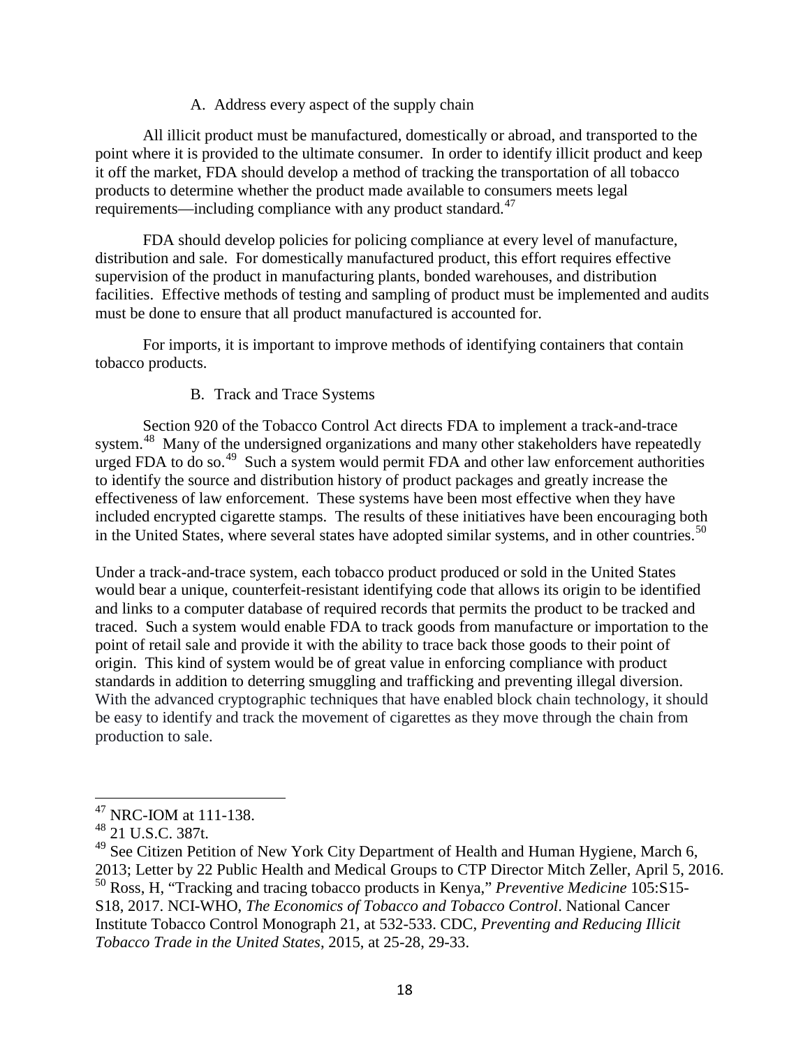### A. Address every aspect of the supply chain

All illicit product must be manufactured, domestically or abroad, and transported to the point where it is provided to the ultimate consumer. In order to identify illicit product and keep it off the market, FDA should develop a method of tracking the transportation of all tobacco products to determine whether the product made available to consumers meets legal requirements—including compliance with any product standard.[47]

FDA should develop policies for policing compliance at every level of manufacture, distribution and sale. For domestically manufactured product, this effort requires effective supervision of the product in manufacturing plants, bonded warehouses, and distribution facilities. Effective methods of testing and sampling of product must be implemented and audits must be done to ensure that all product manufactured is accounted for.

For imports, it is important to improve methods of identifying containers that contain tobacco products.

### B. Track and Trace Systems

Section 920 of the Tobacco Control Act directs FDA to implement a track-and-trace system.[48] Many of the undersigned organizations and many other stakeholders have repeatedly urged FDA to do so.[49] Such a system would permit FDA and other law enforcement authorities to identify the source and distribution history of product packages and greatly increase the effectiveness of law enforcement. These systems have been most effective when they have included encrypted cigarette stamps. The results of these initiatives have been encouraging both in the United States, where several states have adopted similar systems, and in other countries.[50]

Under a track-and-trace system, each tobacco product produced or sold in the United States would bear a unique, counterfeit-resistant identifying code that allows its origin to be identified and links to a computer database of required records that permits the product to be tracked and traced. Such a system would enable FDA to track goods from manufacture or importation to the point of retail sale and provide it with the ability to trace back those goods to their point of origin. This kind of system would be of great value in enforcing compliance with product standards in addition to deterring smuggling and trafficking and preventing illegal diversion. With the advanced cryptographic techniques that have enabled block chain technology, it should be easy to identify and track the movement of cigarettes as they move through the chain from production to sale.

---

[47] NRC-IOM at 111-138.

[48] 21 U.S.C. 387t.

[49] See Citizen Petition of New York City Department of Health and Human Hygiene, March 6, 2013; Letter by 22 Public Health and Medical Groups to CTP Director Mitch Zeller, April 5, 2016.

[50] Ross, H, "Tracking and tracing tobacco products in Kenya," *Preventive Medicine* 105:S15-S18, 2017. NCI-WHO, *The Economics of Tobacco and Tobacco Control*. National Cancer Institute Tobacco Control Monograph 21, at 532-533. CDC, *Preventing and Reducing Illicit Tobacco Trade in the United States*, 2015, at 25-28, 29-33.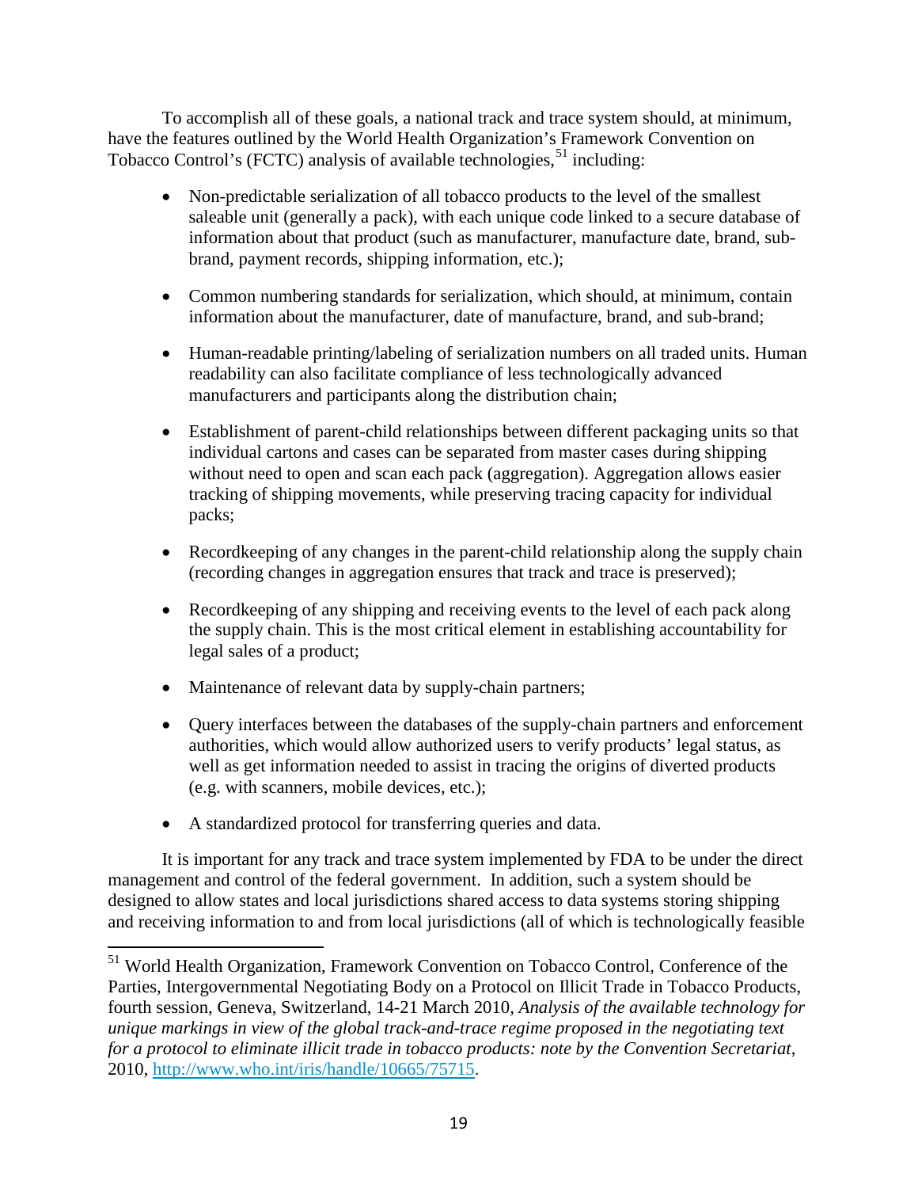To accomplish all of these goals, a national track and trace system should, at minimum, have the features outlined by the World Health Organization's Framework Convention on Tobacco Control's (FCTC) analysis of available technologies,[51] including:

- Non-predictable serialization of all tobacco products to the level of the smallest saleable unit (generally a pack), with each unique code linked to a secure database of information about that product (such as manufacturer, manufacture date, brand, sub-brand, payment records, shipping information, etc.);
- Common numbering standards for serialization, which should, at minimum, contain information about the manufacturer, date of manufacture, brand, and sub-brand;
- Human-readable printing/labeling of serialization numbers on all traded units. Human readability can also facilitate compliance of less technologically advanced manufacturers and participants along the distribution chain;
- Establishment of parent-child relationships between different packaging units so that individual cartons and cases can be separated from master cases during shipping without need to open and scan each pack (aggregation). Aggregation allows easier tracking of shipping movements, while preserving tracing capacity for individual packs;
- Recordkeeping of any changes in the parent-child relationship along the supply chain (recording changes in aggregation ensures that track and trace is preserved);
- Recordkeeping of any shipping and receiving events to the level of each pack along the supply chain. This is the most critical element in establishing accountability for legal sales of a product;
- Maintenance of relevant data by supply-chain partners;
- Query interfaces between the databases of the supply-chain partners and enforcement authorities, which would allow authorized users to verify products' legal status, as well as get information needed to assist in tracing the origins of diverted products (e.g. with scanners, mobile devices, etc.);
- A standardized protocol for transferring queries and data.

It is important for any track and trace system implemented by FDA to be under the direct management and control of the federal government. In addition, such a system should be designed to allow states and local jurisdictions shared access to data systems storing shipping and receiving information to and from local jurisdictions (all of which is technologically feasible

---

[51] World Health Organization, Framework Convention on Tobacco Control, Conference of the Parties, Intergovernmental Negotiating Body on a Protocol on Illicit Trade in Tobacco Products, fourth session, Geneva, Switzerland, 14-21 March 2010, *Analysis of the available technology for unique markings in view of the global track-and-trace regime proposed in the negotiating text for a protocol to eliminate illicit trade in tobacco products: note by the Convention Secretariat*, 2010, http://www.who.int/iris/handle/10665/75715.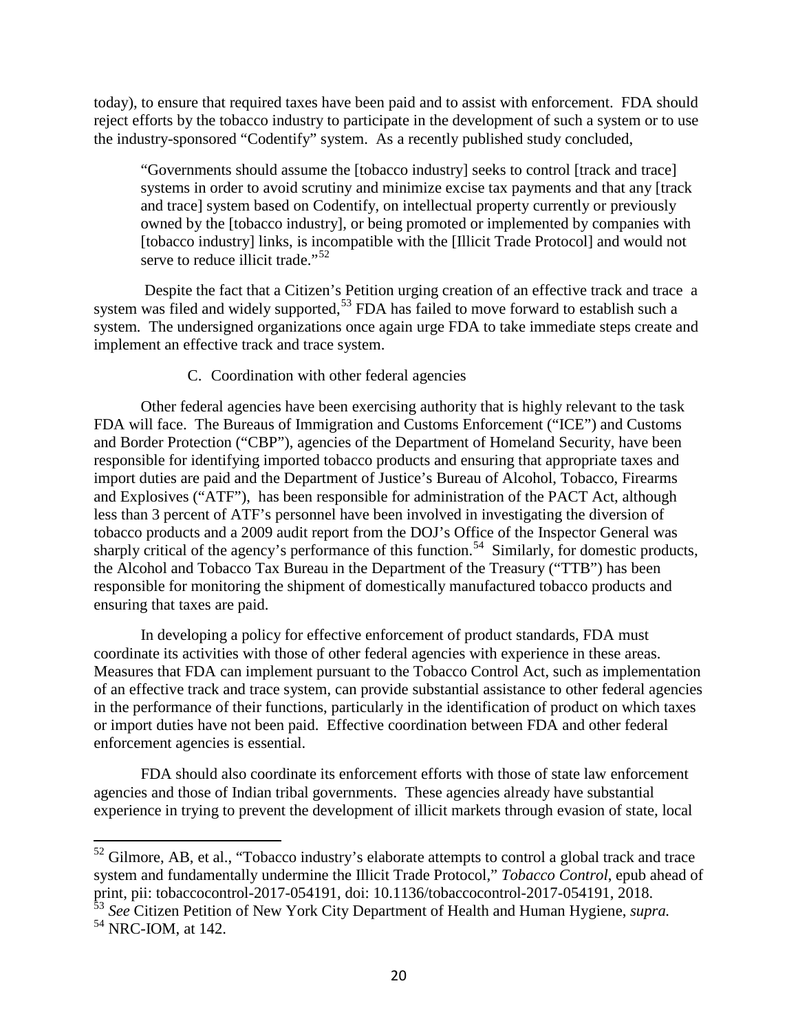today), to ensure that required taxes have been paid and to assist with enforcement. FDA should reject efforts by the tobacco industry to participate in the development of such a system or to use the industry-sponsored "Codentify" system. As a recently published study concluded,

> "Governments should assume the [tobacco industry] seeks to control [track and trace] systems in order to avoid scrutiny and minimize excise tax payments and that any [track and trace] system based on Codentify, on intellectual property currently or previously owned by the [tobacco industry], or being promoted or implemented by companies with [tobacco industry] links, is incompatible with the [Illicit Trade Protocol] and would not serve to reduce illicit trade."[52]

Despite the fact that a Citizen's Petition urging creation of an effective track and trace a system was filed and widely supported,[53] FDA has failed to move forward to establish such a system. The undersigned organizations once again urge FDA to take immediate steps create and implement an effective track and trace system.

C. Coordination with other federal agencies

Other federal agencies have been exercising authority that is highly relevant to the task FDA will face. The Bureaus of Immigration and Customs Enforcement ("ICE") and Customs and Border Protection ("CBP"), agencies of the Department of Homeland Security, have been responsible for identifying imported tobacco products and ensuring that appropriate taxes and import duties are paid and the Department of Justice's Bureau of Alcohol, Tobacco, Firearms and Explosives ("ATF"), has been responsible for administration of the PACT Act, although less than 3 percent of ATF's personnel have been involved in investigating the diversion of tobacco products and a 2009 audit report from the DOJ's Office of the Inspector General was sharply critical of the agency's performance of this function.[54] Similarly, for domestic products, the Alcohol and Tobacco Tax Bureau in the Department of the Treasury ("TTB") has been responsible for monitoring the shipment of domestically manufactured tobacco products and ensuring that taxes are paid.

In developing a policy for effective enforcement of product standards, FDA must coordinate its activities with those of other federal agencies with experience in these areas. Measures that FDA can implement pursuant to the Tobacco Control Act, such as implementation of an effective track and trace system, can provide substantial assistance to other federal agencies in the performance of their functions, particularly in the identification of product on which taxes or import duties have not been paid. Effective coordination between FDA and other federal enforcement agencies is essential.

FDA should also coordinate its enforcement efforts with those of state law enforcement agencies and those of Indian tribal governments. These agencies already have substantial experience in trying to prevent the development of illicit markets through evasion of state, local

---

[52] Gilmore, AB, et al., "Tobacco industry's elaborate attempts to control a global track and trace system and fundamentally undermine the Illicit Trade Protocol," *Tobacco Control*, epub ahead of print, pii: tobaccocontrol-2017-054191, doi: 10.1136/tobaccocontrol-2017-054191, 2018.

[53] *See* Citizen Petition of New York City Department of Health and Human Hygiene, *supra.*

[54] NRC-IOM, at 142.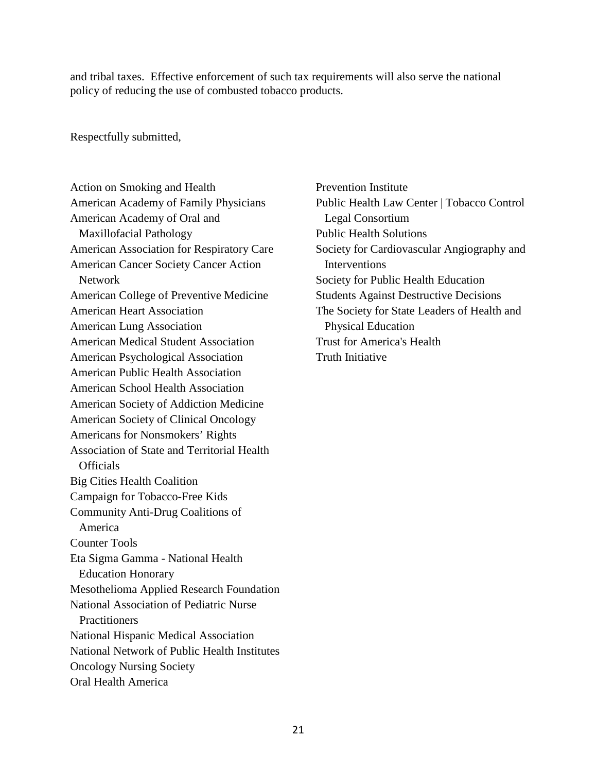and tribal taxes. Effective enforcement of such tax requirements will also serve the national policy of reducing the use of combusted tobacco products.

Respectfully submitted,

Action on Smoking and Health
American Academy of Family Physicians
American Academy of Oral and Maxillofacial Pathology
American Association for Respiratory Care
American Cancer Society Cancer Action Network
American College of Preventive Medicine
American Heart Association
American Lung Association
American Medical Student Association
American Psychological Association
American Public Health Association
American School Health Association
American Society of Addiction Medicine
American Society of Clinical Oncology
Americans for Nonsmokers' Rights
Association of State and Territorial Health Officials
Big Cities Health Coalition
Campaign for Tobacco-Free Kids
Community Anti-Drug Coalitions of America
Counter Tools
Eta Sigma Gamma - National Health Education Honorary
Mesothelioma Applied Research Foundation
National Association of Pediatric Nurse Practitioners
National Hispanic Medical Association
National Network of Public Health Institutes
Oncology Nursing Society
Oral Health America
Prevention Institute
Public Health Law Center | Tobacco Control Legal Consortium
Public Health Solutions
Society for Cardiovascular Angiography and Interventions
Society for Public Health Education
Students Against Destructive Decisions
The Society for State Leaders of Health and Physical Education
Trust for America's Health
Truth Initiative